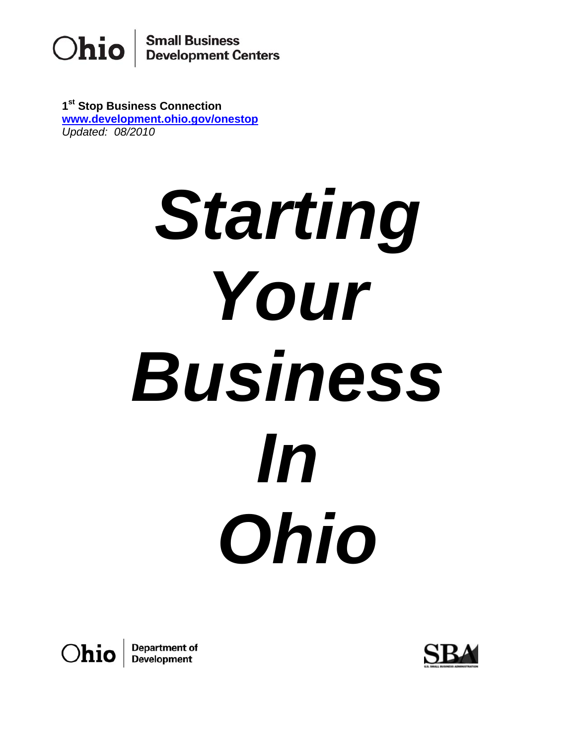Ohio | Small Business Development Centers

**1st Stop Business Connection**
**www.development.ohio.gov/onestop**
*Updated: 08/2010*

# *Starting Your Business In Ohio*

Ohio | Department of Development

SBA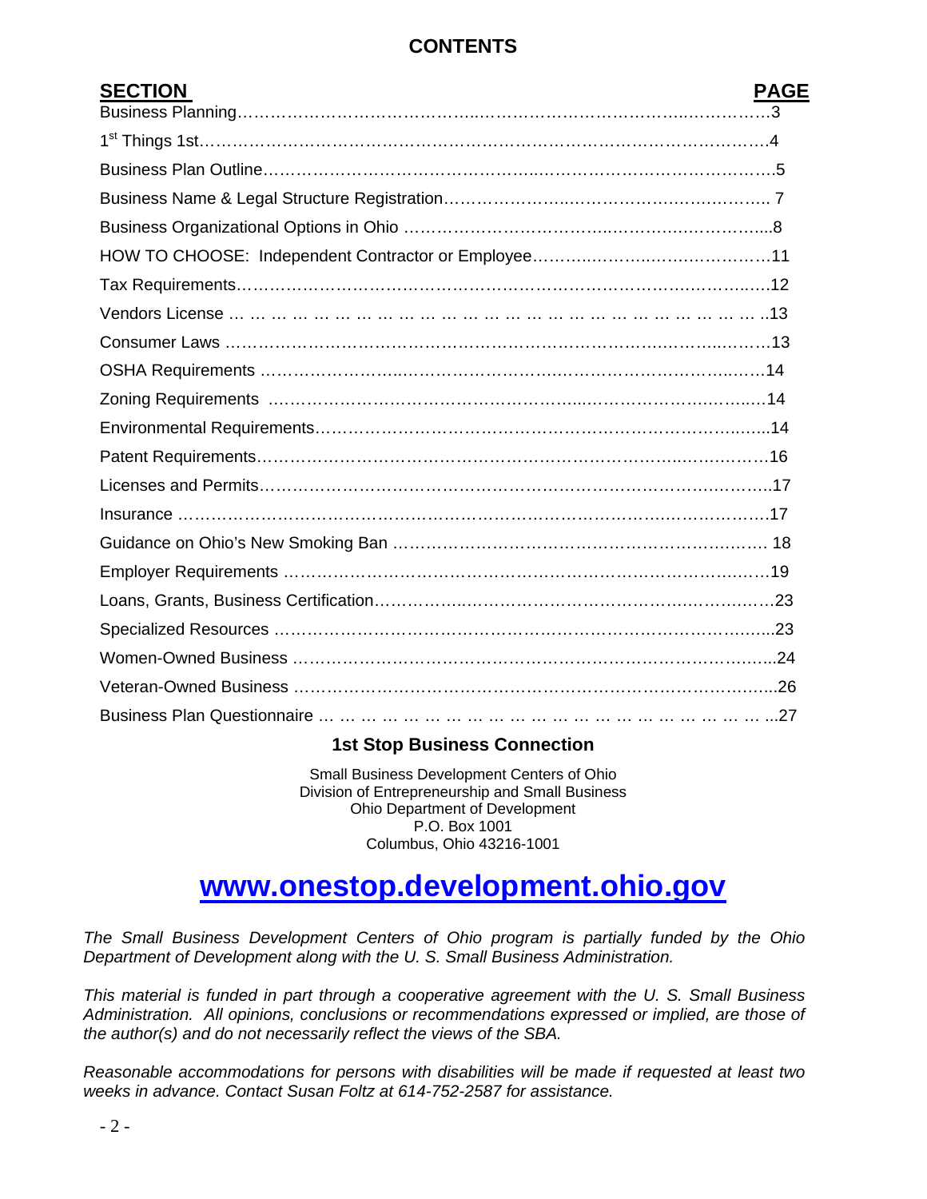# CONTENTS

| SECTION | PAGE |
|---|---|
| Business Planning | 3 |
| 1st Things 1st | 4 |
| Business Plan Outline | 5 |
| Business Name & Legal Structure Registration | 7 |
| Business Organizational Options in Ohio | 8 |
| HOW TO CHOOSE: Independent Contractor or Employee | 11 |
| Tax Requirements | 12 |
| Vendors License | 13 |
| Consumer Laws | 13 |
| OSHA Requirements | 14 |
| Zoning Requirements | 14 |
| Environmental Requirements | 14 |
| Patent Requirements | 16 |
| Licenses and Permits | 17 |
| Insurance | 17 |
| Guidance on Ohio's New Smoking Ban | 18 |
| Employer Requirements | 19 |
| Loans, Grants, Business Certification | 23 |
| Specialized Resources | 23 |
| Women-Owned Business | 24 |
| Veteran-Owned Business | 26 |
| Business Plan Questionnaire | 27 |

**1st Stop Business Connection**

Small Business Development Centers of Ohio
Division of Entrepreneurship and Small Business
Ohio Department of Development
P.O. Box 1001
Columbus, Ohio 43216-1001

## www.onestop.development.ohio.gov

*The Small Business Development Centers of Ohio program is partially funded by the Ohio Department of Development along with the U. S. Small Business Administration.*

*This material is funded in part through a cooperative agreement with the U. S. Small Business Administration. All opinions, conclusions or recommendations expressed or implied, are those of the author(s) and do not necessarily reflect the views of the SBA.*

*Reasonable accommodations for persons with disabilities will be made if requested at least two weeks in advance. Contact Susan Foltz at 614-752-2587 for assistance.*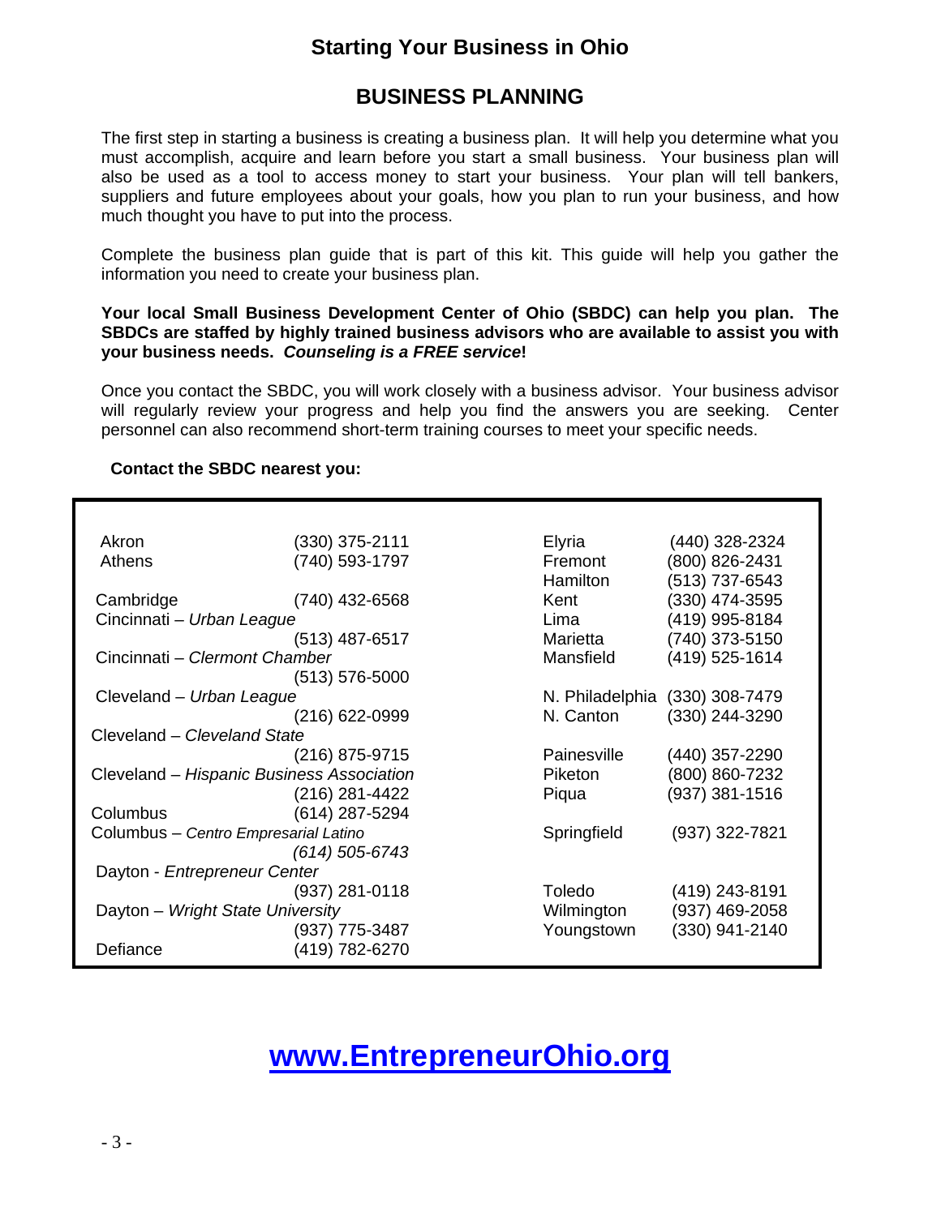## Starting Your Business in Ohio

## BUSINESS PLANNING

The first step in starting a business is creating a business plan. It will help you determine what you must accomplish, acquire and learn before you start a small business. Your business plan will also be used as a tool to access money to start your business. Your plan will tell bankers, suppliers and future employees about your goals, how you plan to run your business, and how much thought you have to put into the process.

Complete the business plan guide that is part of this kit. This guide will help you gather the information you need to create your business plan.

**Your local Small Business Development Center of Ohio (SBDC) can help you plan. The SBDCs are staffed by highly trained business advisors who are available to assist you with your business needs. *Counseling is a FREE service*!**

Once you contact the SBDC, you will work closely with a business advisor. Your business advisor will regularly review your progress and help you find the answers you are seeking. Center personnel can also recommend short-term training courses to meet your specific needs.

**Contact the SBDC nearest you:**

| Location | Phone |
|---|---|
| Akron | (330) 375-2111 |
| Athens | (740) 593-1797 |
| Cambridge | (740) 432-6568 |
| Cincinnati – *Urban League* | (513) 487-6517 |
| Cincinnati – *Clermont Chamber* | (513) 576-5000 |
| Cleveland – *Urban League* | (216) 622-0999 |
| Cleveland – *Cleveland State* | (216) 875-9715 |
| Cleveland – *Hispanic Business Association* | (216) 281-4422 |
| Columbus | (614) 287-5294 |
| Columbus – *Centro Empresarial Latino* | *(614) 505-6743* |
| Dayton - *Entrepreneur Center* | (937) 281-0118 |
| Dayton – *Wright State University* | (937) 775-3487 |
| Defiance | (419) 782-6270 |
| Elyria | (440) 328-2324 |
| Fremont | (800) 826-2431 |
| Hamilton | (513) 737-6543 |
| Kent | (330) 474-3595 |
| Lima | (419) 995-8184 |
| Marietta | (740) 373-5150 |
| Mansfield | (419) 525-1614 |
| N. Philadelphia | (330) 308-7479 |
| N. Canton | (330) 244-3290 |
| Painesville | (440) 357-2290 |
| Piketon | (800) 860-7232 |
| Piqua | (937) 381-1516 |
| Springfield | (937) 322-7821 |
| Toledo | (419) 243-8191 |
| Wilmington | (937) 469-2058 |
| Youngstown | (330) 941-2140 |

**www.EntrepreneurOhio.org**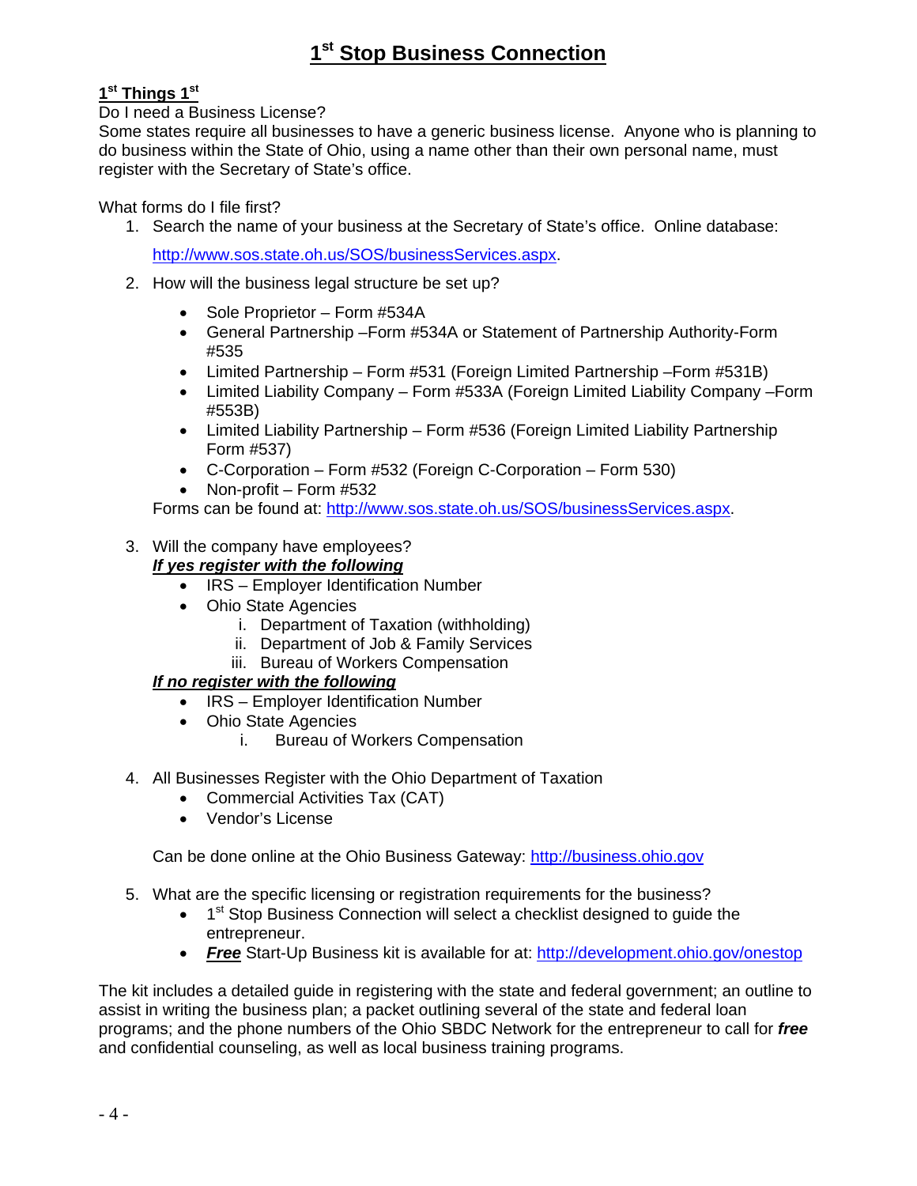# 1st Stop Business Connection

## 1st Things 1st

Do I need a Business License?

Some states require all businesses to have a generic business license. Anyone who is planning to do business within the State of Ohio, using a name other than their own personal name, must register with the Secretary of State's office.

What forms do I file first?

1. Search the name of your business at the Secretary of State's office. Online database: [http://www.sos.state.oh.us/SOS/businessServices.aspx](http://www.sos.state.oh.us/SOS/businessServices.aspx).
2. How will the business legal structure be set up?
   - Sole Proprietor – Form #534A
   - General Partnership –Form #534A or Statement of Partnership Authority-Form #535
   - Limited Partnership – Form #531 (Foreign Limited Partnership –Form #531B)
   - Limited Liability Company – Form #533A (Foreign Limited Liability Company –Form #553B)
   - Limited Liability Partnership – Form #536 (Foreign Limited Liability Partnership Form #537)
   - C-Corporation – Form #532 (Foreign C-Corporation – Form 530)
   - Non-profit – Form #532

   Forms can be found at: [http://www.sos.state.oh.us/SOS/businessServices.aspx](http://www.sos.state.oh.us/SOS/businessServices.aspx).

3. Will the company have employees?

   ***If yes register with the following***
   - IRS – Employer Identification Number
   - Ohio State Agencies
     1. Department of Taxation (withholding)
     2. Department of Job & Family Services
     3. Bureau of Workers Compensation

   ***If no register with the following***
   - IRS – Employer Identification Number
   - Ohio State Agencies
     1. Bureau of Workers Compensation

4. All Businesses Register with the Ohio Department of Taxation
   - Commercial Activities Tax (CAT)
   - Vendor's License

   Can be done online at the Ohio Business Gateway: [http://business.ohio.gov](http://business.ohio.gov)

5. What are the specific licensing or registration requirements for the business?
   - 1st Stop Business Connection will select a checklist designed to guide the entrepreneur.
   - ***Free*** Start-Up Business kit is available for at: [http://development.ohio.gov/onestop](http://development.ohio.gov/onestop)

The kit includes a detailed guide in registering with the state and federal government; an outline to assist in writing the business plan; a packet outlining several of the state and federal loan programs; and the phone numbers of the Ohio SBDC Network for the entrepreneur to call for ***free*** and confidential counseling, as well as local business training programs.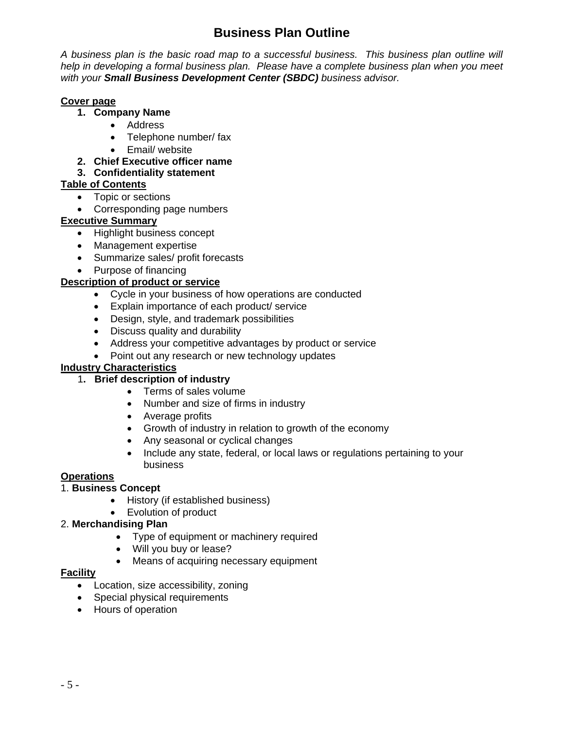# Business Plan Outline

*A business plan is the basic road map to a successful business. This business plan outline will help in developing a formal business plan. Please have a complete business plan when you meet with your **Small Business Development Center (SBDC)** business advisor.*

**Cover page**

1. **Company Name**
   - Address
   - Telephone number/ fax
   - Email/ website
2. **Chief Executive officer name**
3. **Confidentiality statement**

**Table of Contents**

- Topic or sections
- Corresponding page numbers

**Executive Summary**

- Highlight business concept
- Management expertise
- Summarize sales/ profit forecasts
- Purpose of financing

**Description of product or service**

- Cycle in your business of how operations are conducted
- Explain importance of each product/ service
- Design, style, and trademark possibilities
- Discuss quality and durability
- Address your competitive advantages by product or service
- Point out any research or new technology updates

**Industry Characteristics**

1. **Brief description of industry**
   - Terms of sales volume
   - Number and size of firms in industry
   - Average profits
   - Growth of industry in relation to growth of the economy
   - Any seasonal or cyclical changes
   - Include any state, federal, or local laws or regulations pertaining to your business

**Operations**

1. **Business Concept**
   - History (if established business)
   - Evolution of product
2. **Merchandising Plan**
   - Type of equipment or machinery required
   - Will you buy or lease?
   - Means of acquiring necessary equipment

**Facility**

- Location, size accessibility, zoning
- Special physical requirements
- Hours of operation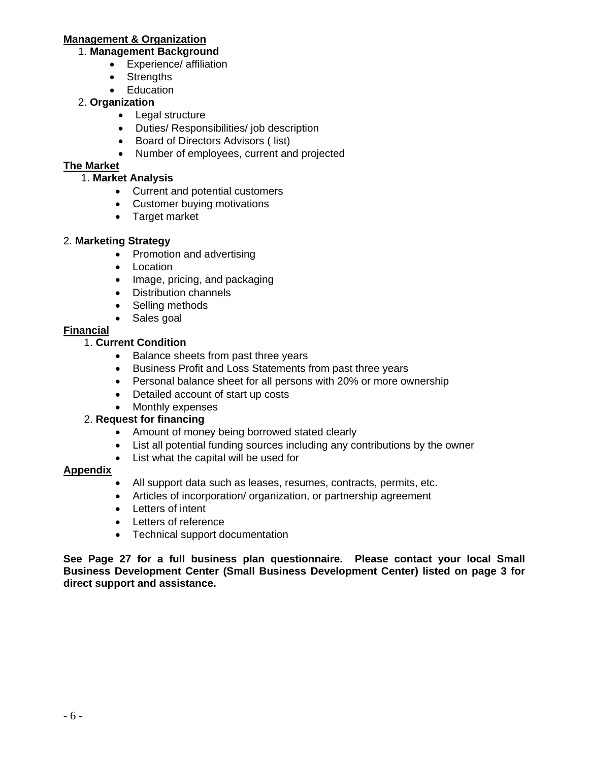**Management & Organization**

1. **Management Background**
    - Experience/ affiliation
    - Strengths
    - Education
2. **Organization**
    - Legal structure
    - Duties/ Responsibilities/ job description
    - Board of Directors Advisors ( list)
    - Number of employees, current and projected

**The Market**

1. **Market Analysis**
    - Current and potential customers
    - Customer buying motivations
    - Target market

2. **Marketing Strategy**
    - Promotion and advertising
    - Location
    - Image, pricing, and packaging
    - Distribution channels
    - Selling methods
    - Sales goal

**Financial**

1. **Current Condition**
    - Balance sheets from past three years
    - Business Profit and Loss Statements from past three years
    - Personal balance sheet for all persons with 20% or more ownership
    - Detailed account of start up costs
    - Monthly expenses
2. **Request for financing**
    - Amount of money being borrowed stated clearly
    - List all potential funding sources including any contributions by the owner
    - List what the capital will be used for

**Appendix**

- All support data such as leases, resumes, contracts, permits, etc.
- Articles of incorporation/ organization, or partnership agreement
- Letters of intent
- Letters of reference
- Technical support documentation

**See Page 27 for a full business plan questionnaire. Please contact your local Small Business Development Center (Small Business Development Center) listed on page 3 for direct support and assistance.**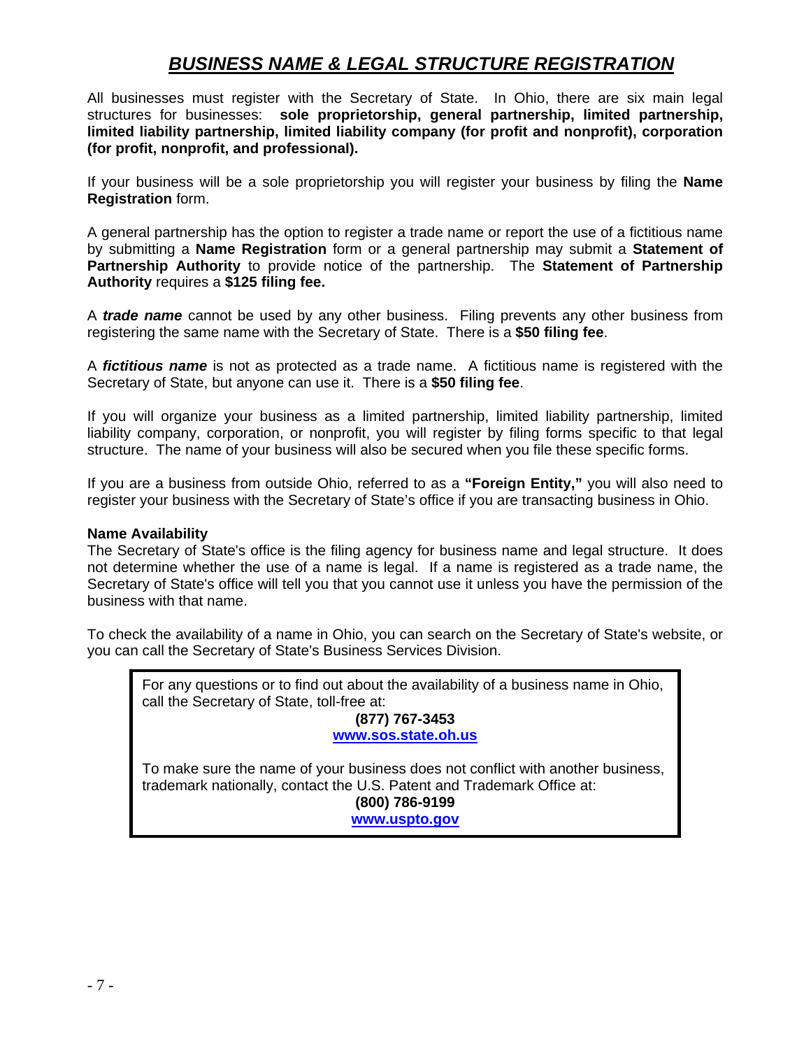# ***BUSINESS NAME & LEGAL STRUCTURE REGISTRATION***

All businesses must register with the Secretary of State. In Ohio, there are six main legal structures for businesses: **sole proprietorship, general partnership, limited partnership, limited liability partnership, limited liability company (for profit and nonprofit), corporation (for profit, nonprofit, and professional).**

If your business will be a sole proprietorship you will register your business by filing the **Name Registration** form.

A general partnership has the option to register a trade name or report the use of a fictitious name by submitting a **Name Registration** form or a general partnership may submit a **Statement of Partnership Authority** to provide notice of the partnership. The **Statement of Partnership Authority** requires a **$125 filing fee.**

A ***trade name*** cannot be used by any other business. Filing prevents any other business from registering the same name with the Secretary of State. There is a **$50 filing fee**.

A ***fictitious name*** is not as protected as a trade name. A fictitious name is registered with the Secretary of State, but anyone can use it. There is a **$50 filing fee**.

If you will organize your business as a limited partnership, limited liability partnership, limited liability company, corporation, or nonprofit, you will register by filing forms specific to that legal structure. The name of your business will also be secured when you file these specific forms.

If you are a business from outside Ohio, referred to as a **"Foreign Entity,"** you will also need to register your business with the Secretary of State's office if you are transacting business in Ohio.

**Name Availability**

The Secretary of State's office is the filing agency for business name and legal structure. It does not determine whether the use of a name is legal. If a name is registered as a trade name, the Secretary of State's office will tell you that you cannot use it unless you have the permission of the business with that name.

To check the availability of a name in Ohio, you can search on the Secretary of State's website, or you can call the Secretary of State's Business Services Division.

> For any questions or to find out about the availability of a business name in Ohio, call the Secretary of State, toll-free at:
>
> **(877) 767-3453**
>
> **www.sos.state.oh.us**
>
> To make sure the name of your business does not conflict with another business, trademark nationally, contact the U.S. Patent and Trademark Office at:
>
> **(800) 786-9199**
>
> **www.uspto.gov**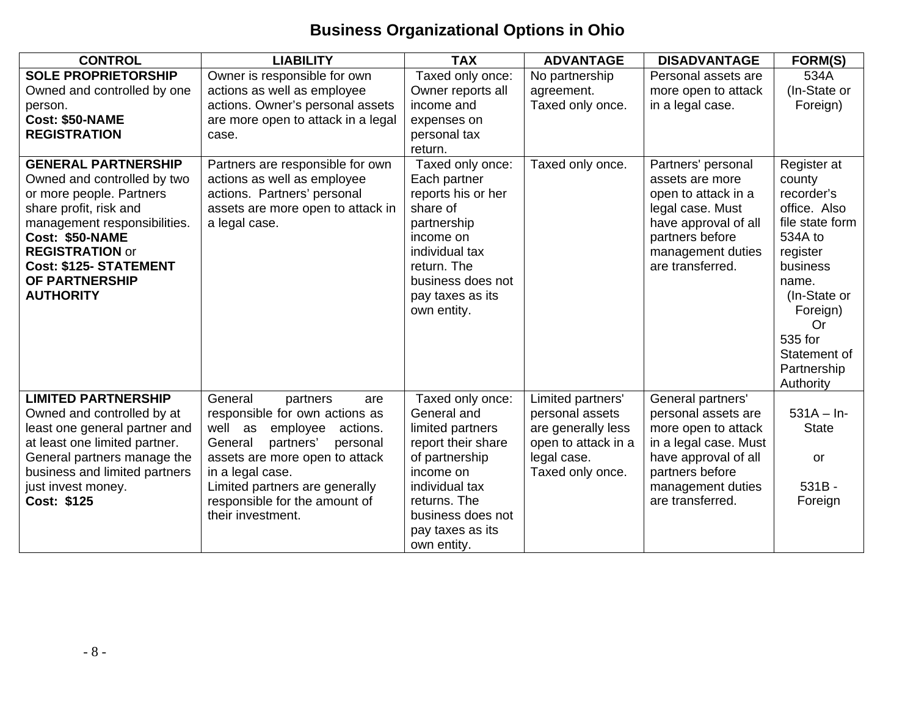# Business Organizational Options in Ohio

| CONTROL | LIABILITY | TAX | ADVANTAGE | DISADVANTAGE | FORM(S) |
|---|---|---|---|---|---|
| **SOLE PROPRIETORSHIP** Owned and controlled by one person. **Cost: $50-NAME REGISTRATION** | Owner is responsible for own actions as well as employee actions. Owner's personal assets are more open to attack in a legal case. | Taxed only once: Owner reports all income and expenses on personal tax return. | No partnership agreement. Taxed only once. | Personal assets are more open to attack in a legal case. | 534A (In-State or Foreign) |
| **GENERAL PARTNERSHIP** Owned and controlled by two or more people. Partners share profit, risk and management responsibilities. **Cost: $50-NAME REGISTRATION** or **Cost: $125- STATEMENT OF PARTNERSHIP AUTHORITY** | Partners are responsible for own actions as well as employee actions. Partners' personal assets are more open to attack in a legal case. | Taxed only once: Each partner reports his or her share of partnership income on individual tax return. The business does not pay taxes as its own entity. | Taxed only once. | Partners' personal assets are more open to attack in a legal case. Must have approval of all partners before management duties are transferred. | Register at county recorder's office. Also file state form 534A to register business name. (In-State or Foreign) Or 535 for Statement of Partnership Authority |
| **LIMITED PARTNERSHIP** Owned and controlled by at least one general partner and at least one limited partner. General partners manage the business and limited partners just invest money. **Cost: $125** | General partners are responsible for own actions as well as employee actions. General partners' personal assets are more open to attack in a legal case. Limited partners are generally responsible for the amount of their investment. | Taxed only once: General and limited partners report their share of partnership income on individual tax returns. The business does not pay taxes as its own entity. | Limited partners' personal assets are generally less open to attack in a legal case. Taxed only once. | General partners' personal assets are more open to attack in a legal case. Must have approval of all partners before management duties are transferred. | 531A – In-State or 531B - Foreign |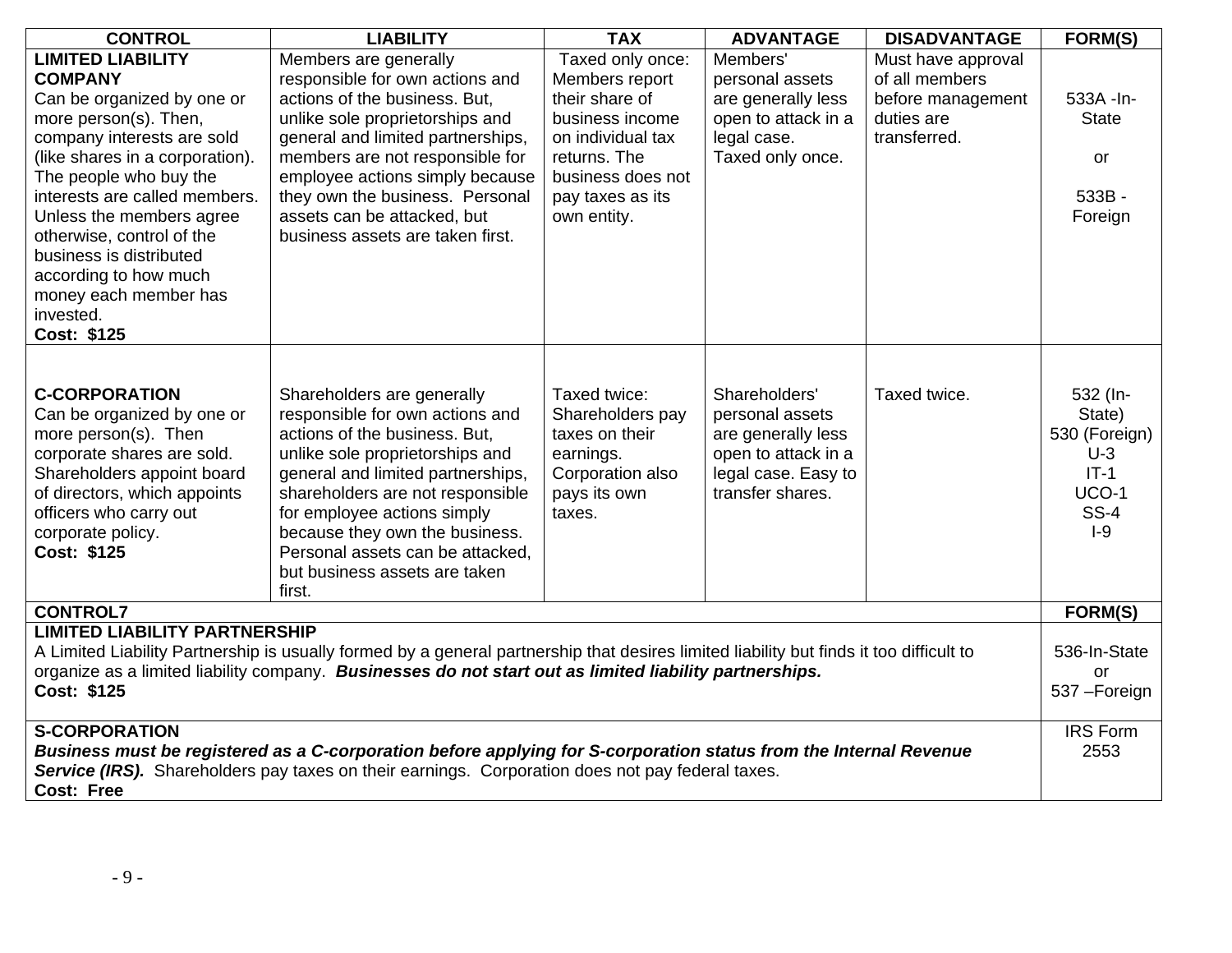| CONTROL | LIABILITY | TAX | ADVANTAGE | DISADVANTAGE | FORM(S) |
|---|---|---|---|---|---|
| **LIMITED LIABILITY COMPANY** Can be organized by one or more person(s). Then, company interests are sold (like shares in a corporation). The people who buy the interests are called members. Unless the members agree otherwise, control of the business is distributed according to how much money each member has invested. **Cost: $125** | Members are generally responsible for own actions and actions of the business. But, unlike sole proprietorships and general and limited partnerships, members are not responsible for employee actions simply because they own the business. Personal assets can be attacked, but business assets are taken first. | Taxed only once: Members report their share of business income on individual tax returns. The business does not pay taxes as its own entity. | Members' personal assets are generally less open to attack in a legal case. Taxed only once. | Must have approval of all members before management duties are transferred. | 533A -In-State or 533B - Foreign |
| **C-CORPORATION** Can be organized by one or more person(s). Then corporate shares are sold. Shareholders appoint board of directors, which appoints officers who carry out corporate policy. **Cost: $125** | Shareholders are generally responsible for own actions and actions of the business. But, unlike sole proprietorships and general and limited partnerships, shareholders are not responsible for employee actions simply because they own the business. Personal assets can be attacked, but business assets are taken first. | Taxed twice: Shareholders pay taxes on their earnings. Corporation also pays its own taxes. | Shareholders' personal assets are generally less open to attack in a legal case. Easy to transfer shares. | Taxed twice. | 532 (In-State) 530 (Foreign) U-3 IT-1 UCO-1 SS-4 I-9 |

| CONTROL7 | FORM(S) |
|---|---|
| **LIMITED LIABILITY PARTNERSHIP** A Limited Liability Partnership is usually formed by a general partnership that desires limited liability but finds it too difficult to organize as a limited liability company. ***Businesses do not start out as limited liability partnerships.*** **Cost: $125** | 536-In-State or 537 –Foreign |
| **S-CORPORATION** ***Business must be registered as a C-corporation before applying for S-corporation status from the Internal Revenue Service (IRS).*** Shareholders pay taxes on their earnings. Corporation does not pay federal taxes. **Cost: Free** | IRS Form 2553 |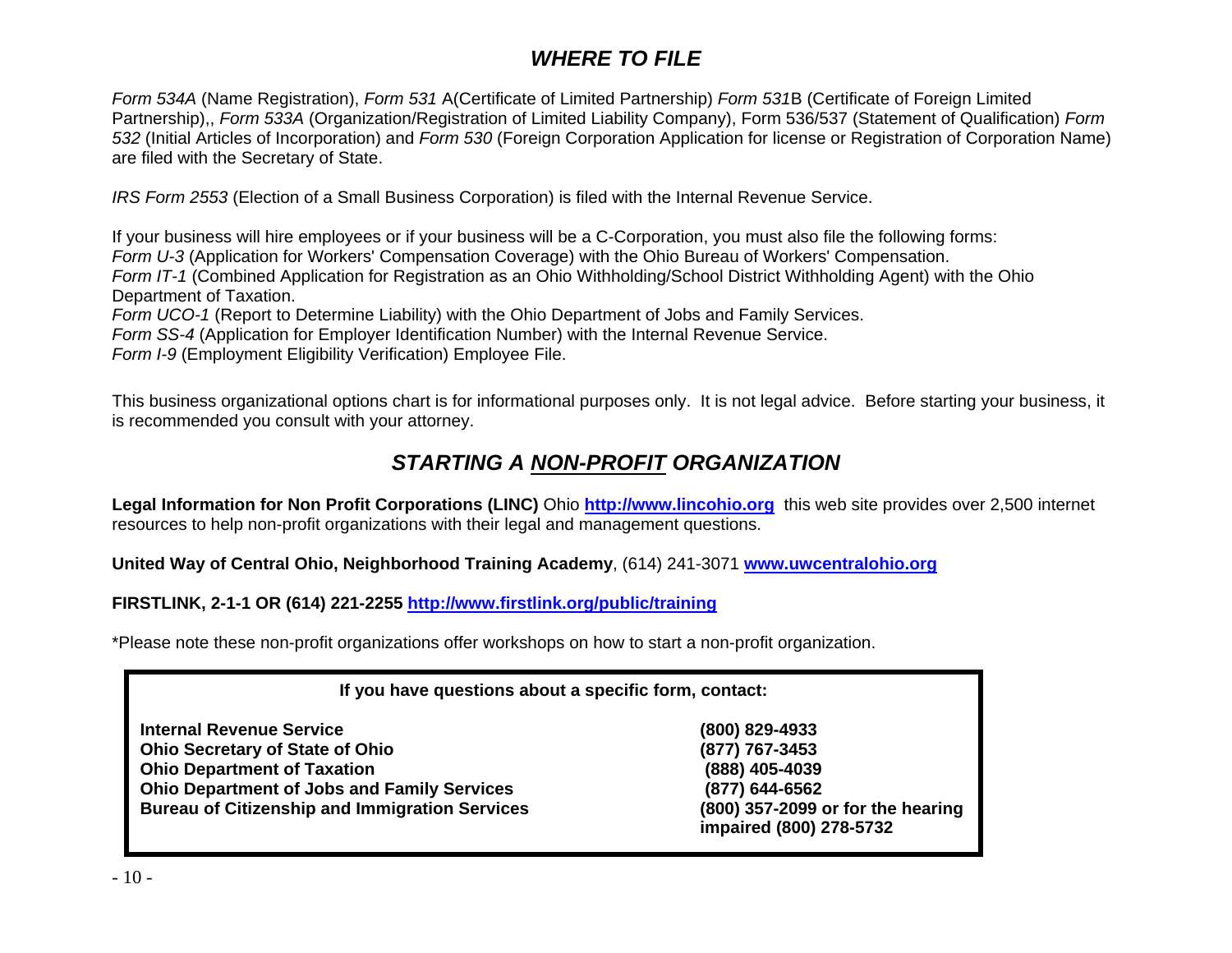## *WHERE TO FILE*

*Form 534A* (Name Registration), *Form 531* A(Certificate of Limited Partnership) *Form 531*B (Certificate of Foreign Limited Partnership),, *Form 533A* (Organization/Registration of Limited Liability Company), Form 536/537 (Statement of Qualification) *Form 532* (Initial Articles of Incorporation) and *Form 530* (Foreign Corporation Application for license or Registration of Corporation Name) are filed with the Secretary of State.

*IRS Form 2553* (Election of a Small Business Corporation) is filed with the Internal Revenue Service.

If your business will hire employees or if your business will be a C-Corporation, you must also file the following forms:
*Form U-3* (Application for Workers' Compensation Coverage) with the Ohio Bureau of Workers' Compensation.
*Form IT-1* (Combined Application for Registration as an Ohio Withholding/School District Withholding Agent) with the Ohio Department of Taxation.
*Form UCO-1* (Report to Determine Liability) with the Ohio Department of Jobs and Family Services.
*Form SS-4* (Application for Employer Identification Number) with the Internal Revenue Service.
*Form I-9* (Employment Eligibility Verification) Employee File.

This business organizational options chart is for informational purposes only. It is not legal advice. Before starting your business, it is recommended you consult with your attorney.

## *STARTING A NON-PROFIT ORGANIZATION*

**Legal Information for Non Profit Corporations (LINC)** Ohio **http://www.lincohio.org** this web site provides over 2,500 internet resources to help non-profit organizations with their legal and management questions.

**United Way of Central Ohio, Neighborhood Training Academy**, (614) 241-3071 **www.uwcentralohio.org**

**FIRSTLINK, 2-1-1 OR (614) 221-2255 http://www.firstlink.org/public/training**

*Please note these non-profit organizations offer workshops on how to start a non-profit organization.

**If you have questions about a specific form, contact:**

| | |
|---|---|
| **Internal Revenue Service** | **(800) 829-4933** |
| **Ohio Secretary of State of Ohio** | **(877) 767-3453** |
| **Ohio Department of Taxation** | **(888) 405-4039** |
| **Ohio Department of Jobs and Family Services** | **(877) 644-6562** |
| **Bureau of Citizenship and Immigration Services** | **(800) 357-2099 or for the hearing impaired (800) 278-5732** |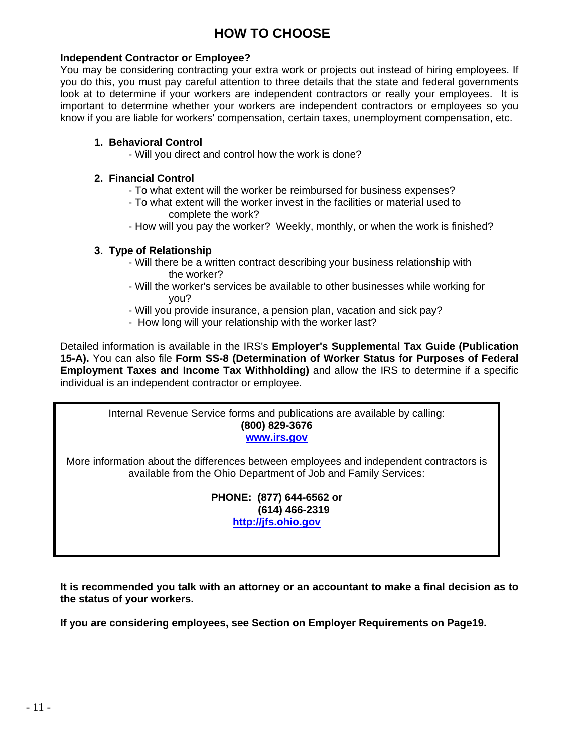# HOW TO CHOOSE

**Independent Contractor or Employee?**

You may be considering contracting your extra work or projects out instead of hiring employees. If you do this, you must pay careful attention to three details that the state and federal governments look at to determine if your workers are independent contractors or really your employees. It is important to determine whether your workers are independent contractors or employees so you know if you are liable for workers' compensation, certain taxes, unemployment compensation, etc.

1. **Behavioral Control**
   - Will you direct and control how the work is done?

2. **Financial Control**
   - To what extent will the worker be reimbursed for business expenses?
   - To what extent will the worker invest in the facilities or material used to complete the work?
   - How will you pay the worker? Weekly, monthly, or when the work is finished?

3. **Type of Relationship**
   - Will there be a written contract describing your business relationship with the worker?
   - Will the worker's services be available to other businesses while working for you?
   - Will you provide insurance, a pension plan, vacation and sick pay?
   - How long will your relationship with the worker last?

Detailed information is available in the IRS's **Employer's Supplemental Tax Guide (Publication 15-A).** You can also file **Form SS-8 (Determination of Worker Status for Purposes of Federal Employment Taxes and Income Tax Withholding)** and allow the IRS to determine if a specific individual is an independent contractor or employee.

> Internal Revenue Service forms and publications are available by calling:
> **(800) 829-3676**
> **www.irs.gov**
>
> More information about the differences between employees and independent contractors is available from the Ohio Department of Job and Family Services:
>
> **PHONE: (877) 644-6562 or**
> **(614) 466-2319**
> **http://jfs.ohio.gov**

**It is recommended you talk with an attorney or an accountant to make a final decision as to the status of your workers.**

**If you are considering employees, see Section on Employer Requirements on Page19.**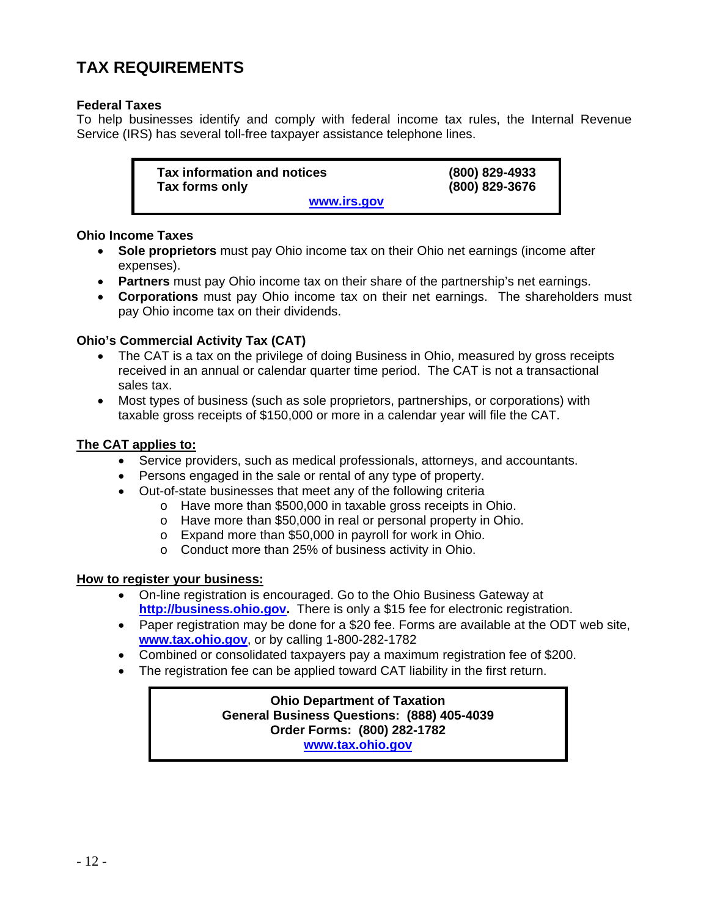# TAX REQUIREMENTS

### Federal Taxes

To help businesses identify and comply with federal income tax rules, the Internal Revenue Service (IRS) has several toll-free taxpayer assistance telephone lines.

| | |
|---|---|
| **Tax information and notices** | **(800) 829-4933** |
| **Tax forms only** | **(800) 829-3676** |
| **[www.irs.gov](http://www.irs.gov)** | |

### Ohio Income Taxes

- **Sole proprietors** must pay Ohio income tax on their Ohio net earnings (income after expenses).
- **Partners** must pay Ohio income tax on their share of the partnership's net earnings.
- **Corporations** must pay Ohio income tax on their net earnings. The shareholders must pay Ohio income tax on their dividends.

### Ohio's Commercial Activity Tax (CAT)

- The CAT is a tax on the privilege of doing Business in Ohio, measured by gross receipts received in an annual or calendar quarter time period. The CAT is not a transactional sales tax.
- Most types of business (such as sole proprietors, partnerships, or corporations) with taxable gross receipts of $150,000 or more in a calendar year will file the CAT.

### The CAT applies to:

- Service providers, such as medical professionals, attorneys, and accountants.
- Persons engaged in the sale or rental of any type of property.
- Out-of-state businesses that meet any of the following criteria
  - Have more than $500,000 in taxable gross receipts in Ohio.
  - Have more than $50,000 in real or personal property in Ohio.
  - Expand more than $50,000 in payroll for work in Ohio.
  - Conduct more than 25% of business activity in Ohio.

### How to register your business:

- On-line registration is encouraged. Go to the Ohio Business Gateway at **[http://business.ohio.gov](http://business.ohio.gov)**. There is only a $15 fee for electronic registration.
- Paper registration may be done for a $20 fee. Forms are available at the ODT web site, **[www.tax.ohio.gov](http://www.tax.ohio.gov)**, or by calling 1-800-282-1782
- Combined or consolidated taxpayers pay a maximum registration fee of $200.
- The registration fee can be applied toward CAT liability in the first return.

**Ohio Department of Taxation**
**General Business Questions: (888) 405-4039**
**Order Forms: (800) 282-1782**
**[www.tax.ohio.gov](http://www.tax.ohio.gov)**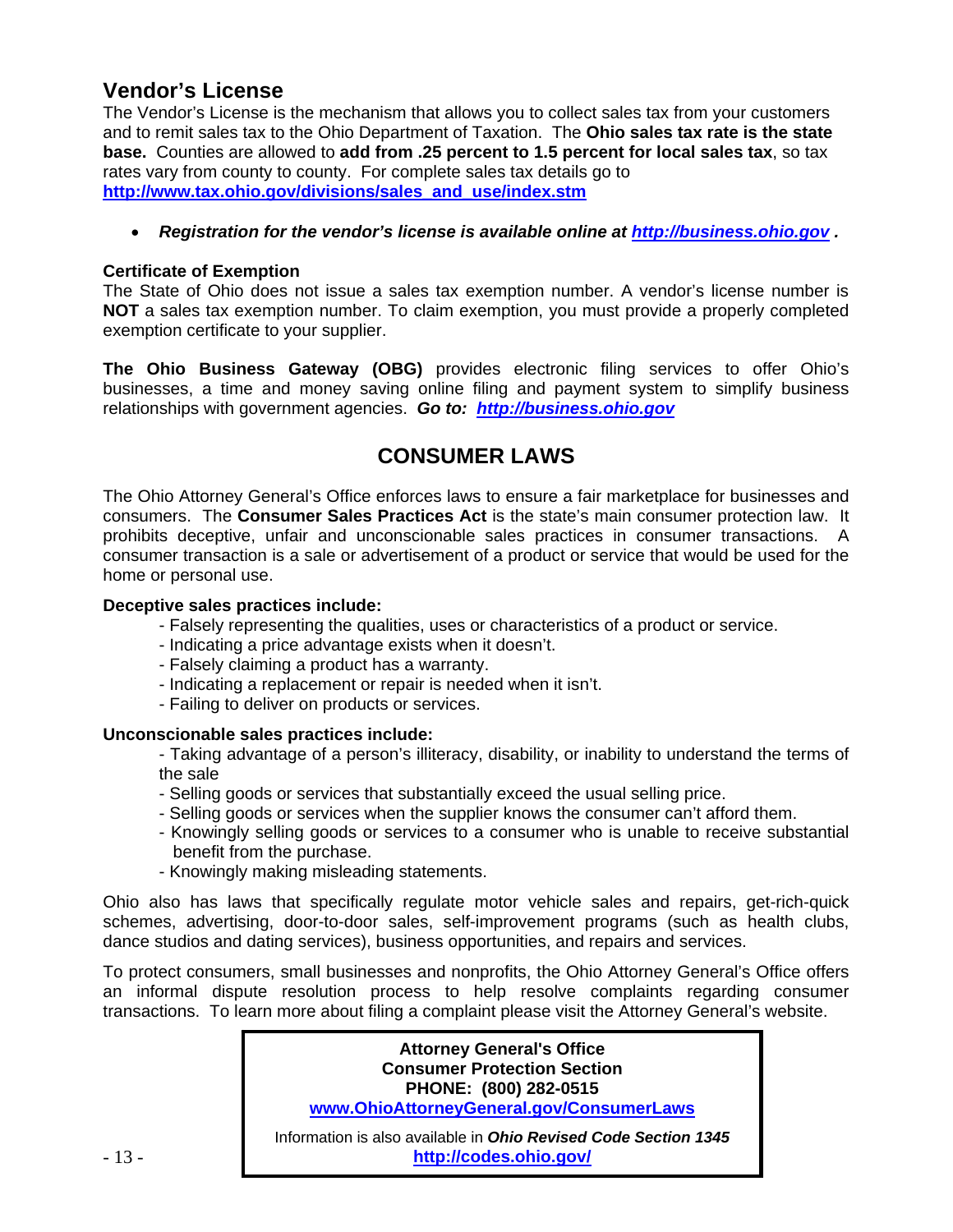## Vendor's License

The Vendor's License is the mechanism that allows you to collect sales tax from your customers and to remit sales tax to the Ohio Department of Taxation. The **Ohio sales tax rate is the state base.** Counties are allowed to **add from .25 percent to 1.5 percent for local sales tax**, so tax rates vary from county to county. For complete sales tax details go to **http://www.tax.ohio.gov/divisions/sales_and_use/index.stm**

- ***Registration for the vendor's license is available online at http://business.ohio.gov .***

### Certificate of Exemption

The State of Ohio does not issue a sales tax exemption number. A vendor's license number is **NOT** a sales tax exemption number. To claim exemption, you must provide a properly completed exemption certificate to your supplier.

**The Ohio Business Gateway (OBG)** provides electronic filing services to offer Ohio's businesses, a time and money saving online filing and payment system to simplify business relationships with government agencies. ***Go to: http://business.ohio.gov***

## CONSUMER LAWS

The Ohio Attorney General's Office enforces laws to ensure a fair marketplace for businesses and consumers. The **Consumer Sales Practices Act** is the state's main consumer protection law. It prohibits deceptive, unfair and unconscionable sales practices in consumer transactions. A consumer transaction is a sale or advertisement of a product or service that would be used for the home or personal use.

**Deceptive sales practices include:**

- Falsely representing the qualities, uses or characteristics of a product or service.
- Indicating a price advantage exists when it doesn't.
- Falsely claiming a product has a warranty.
- Indicating a replacement or repair is needed when it isn't.
- Failing to deliver on products or services.

**Unconscionable sales practices include:**

- Taking advantage of a person's illiteracy, disability, or inability to understand the terms of the sale
- Selling goods or services that substantially exceed the usual selling price.
- Selling goods or services when the supplier knows the consumer can't afford them.
- Knowingly selling goods or services to a consumer who is unable to receive substantial benefit from the purchase.
- Knowingly making misleading statements.

Ohio also has laws that specifically regulate motor vehicle sales and repairs, get-rich-quick schemes, advertising, door-to-door sales, self-improvement programs (such as health clubs, dance studios and dating services), business opportunities, and repairs and services.

To protect consumers, small businesses and nonprofits, the Ohio Attorney General's Office offers an informal dispute resolution process to help resolve complaints regarding consumer transactions. To learn more about filing a complaint please visit the Attorney General's website.

**Attorney General's Office**
**Consumer Protection Section**
**PHONE: (800) 282-0515**
**www.OhioAttorneyGeneral.gov/ConsumerLaws**

Information is also available in ***Ohio Revised Code Section 1345***
**http://codes.ohio.gov/**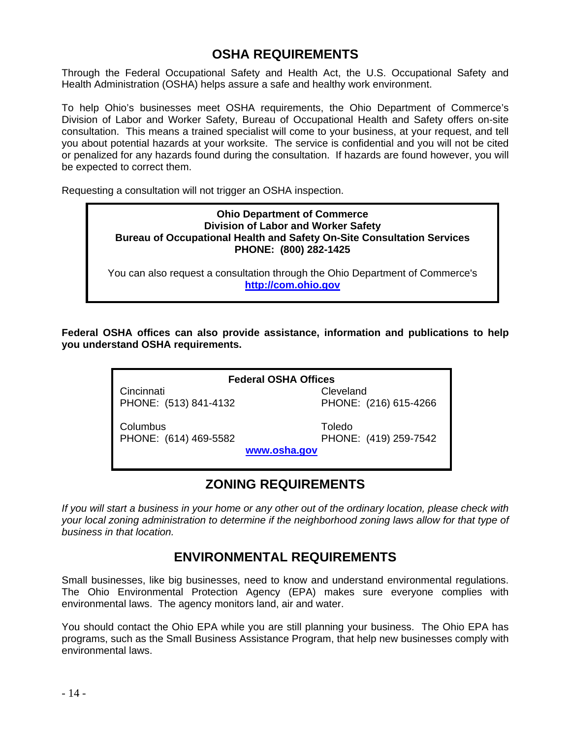## OSHA REQUIREMENTS

Through the Federal Occupational Safety and Health Act, the U.S. Occupational Safety and Health Administration (OSHA) helps assure a safe and healthy work environment.

To help Ohio's businesses meet OSHA requirements, the Ohio Department of Commerce's Division of Labor and Worker Safety, Bureau of Occupational Health and Safety offers on-site consultation. This means a trained specialist will come to your business, at your request, and tell you about potential hazards at your worksite. The service is confidential and you will not be cited or penalized for any hazards found during the consultation. If hazards are found however, you will be expected to correct them.

Requesting a consultation will not trigger an OSHA inspection.

> **Ohio Department of Commerce**
> **Division of Labor and Worker Safety**
> **Bureau of Occupational Health and Safety On-Site Consultation Services**
> **PHONE: (800) 282-1425**
>
> You can also request a consultation through the Ohio Department of Commerce's **http://com.ohio.gov**

**Federal OSHA offices can also provide assistance, information and publications to help you understand OSHA requirements.**

| Federal OSHA Offices | |
|---|---|
| Cincinnati<br>PHONE: (513) 841-4132 | Cleveland<br>PHONE: (216) 615-4266 |
| Columbus<br>PHONE: (614) 469-5582 | Toledo<br>PHONE: (419) 259-7542 |

**www.osha.gov**

## ZONING REQUIREMENTS

*If you will start a business in your home or any other out of the ordinary location, please check with your local zoning administration to determine if the neighborhood zoning laws allow for that type of business in that location.*

## ENVIRONMENTAL REQUIREMENTS

Small businesses, like big businesses, need to know and understand environmental regulations. The Ohio Environmental Protection Agency (EPA) makes sure everyone complies with environmental laws. The agency monitors land, air and water.

You should contact the Ohio EPA while you are still planning your business. The Ohio EPA has programs, such as the Small Business Assistance Program, that help new businesses comply with environmental laws.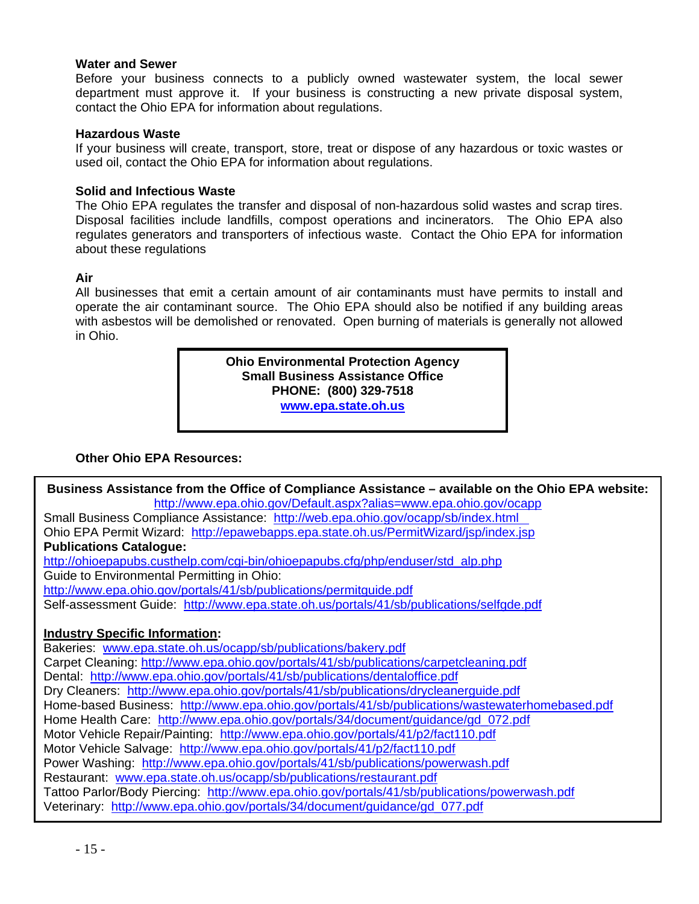### Water and Sewer

Before your business connects to a publicly owned wastewater system, the local sewer department must approve it. If your business is constructing a new private disposal system, contact the Ohio EPA for information about regulations.

### Hazardous Waste

If your business will create, transport, store, treat or dispose of any hazardous or toxic wastes or used oil, contact the Ohio EPA for information about regulations.

### Solid and Infectious Waste

The Ohio EPA regulates the transfer and disposal of non-hazardous solid wastes and scrap tires. Disposal facilities include landfills, compost operations and incinerators. The Ohio EPA also regulates generators and transporters of infectious waste. Contact the Ohio EPA for information about these regulations

### Air

All businesses that emit a certain amount of air contaminants must have permits to install and operate the air contaminant source. The Ohio EPA should also be notified if any building areas with asbestos will be demolished or renovated. Open burning of materials is generally not allowed in Ohio.

> **Ohio Environmental Protection Agency**
> **Small Business Assistance Office**
> **PHONE: (800) 329-7518**
> **www.epa.state.oh.us**

**Other Ohio EPA Resources:**

**Business Assistance from the Office of Compliance Assistance – available on the Ohio EPA website:**
http://www.epa.ohio.gov/Default.aspx?alias=www.epa.ohio.gov/ocapp

Small Business Compliance Assistance: http://web.epa.ohio.gov/ocapp/sb/index.html
Ohio EPA Permit Wizard: http://epawebapps.epa.state.oh.us/PermitWizard/jsp/index.jsp
**Publications Catalogue:**
http://ohioepapubs.custhelp.com/cgi-bin/ohioepapubs.cfg/php/enduser/std_alp.php
Guide to Environmental Permitting in Ohio:
http://www.epa.ohio.gov/portals/41/sb/publications/permitguide.pdf
Self-assessment Guide: http://www.epa.state.oh.us/portals/41/sb/publications/selfgde.pdf

**Industry Specific Information:**

Bakeries: www.epa.state.oh.us/ocapp/sb/publications/bakery.pdf
Carpet Cleaning: http://www.epa.ohio.gov/portals/41/sb/publications/carpetcleaning.pdf
Dental: http://www.epa.ohio.gov/portals/41/sb/publications/dentaloffice.pdf
Dry Cleaners: http://www.epa.ohio.gov/portals/41/sb/publications/drycleanerguide.pdf
Home-based Business: http://www.epa.ohio.gov/portals/41/sb/publications/wastewaterhomebased.pdf
Home Health Care: http://www.epa.ohio.gov/portals/34/document/guidance/gd_072.pdf
Motor Vehicle Repair/Painting: http://www.epa.ohio.gov/portals/41/p2/fact110.pdf
Motor Vehicle Salvage: http://www.epa.ohio.gov/portals/41/p2/fact110.pdf
Power Washing: http://www.epa.ohio.gov/portals/41/sb/publications/powerwash.pdf
Restaurant: www.epa.state.oh.us/ocapp/sb/publications/restaurant.pdf
Tattoo Parlor/Body Piercing: http://www.epa.ohio.gov/portals/41/sb/publications/powerwash.pdf
Veterinary: http://www.epa.ohio.gov/portals/34/document/guidance/gd_077.pdf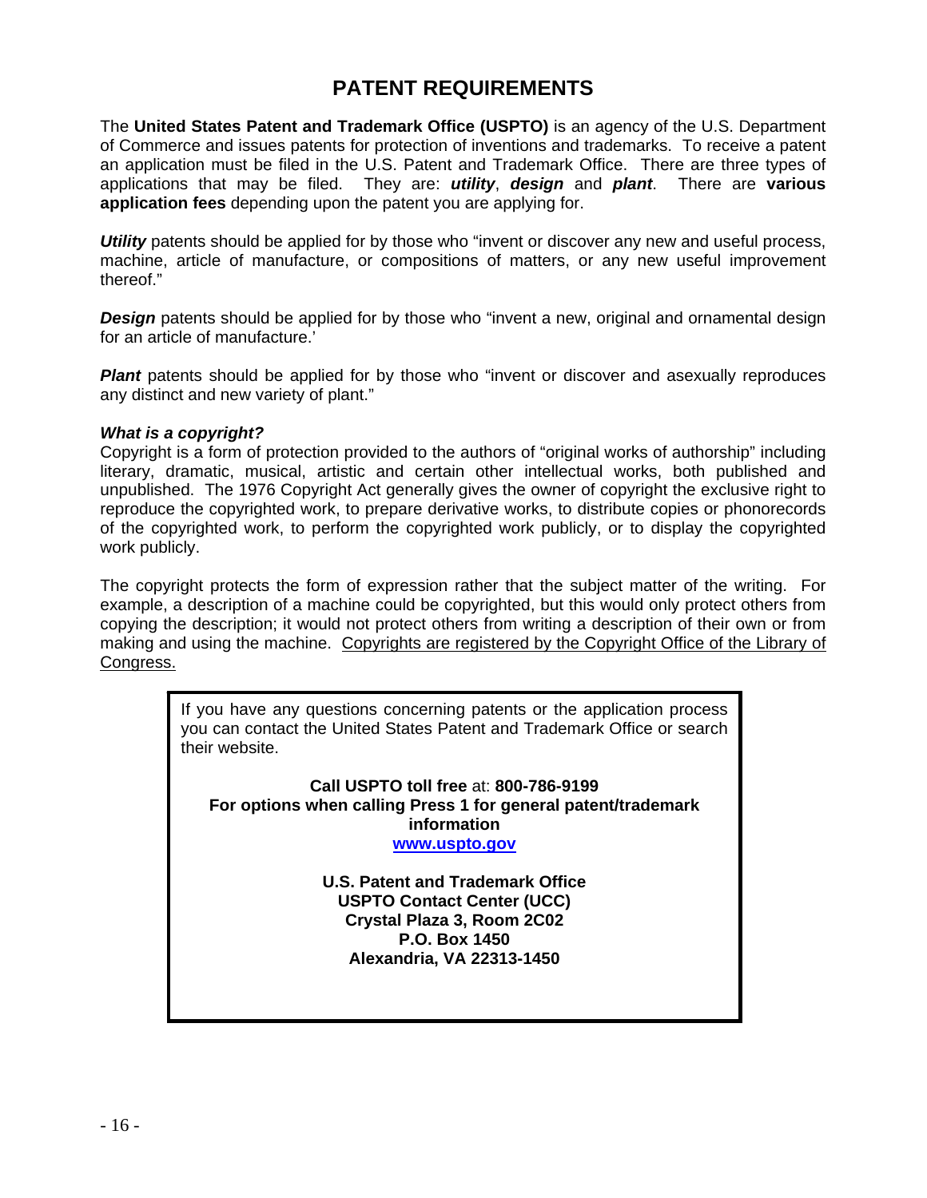# PATENT REQUIREMENTS

The **United States Patent and Trademark Office (USPTO)** is an agency of the U.S. Department of Commerce and issues patents for protection of inventions and trademarks. To receive a patent an application must be filed in the U.S. Patent and Trademark Office. There are three types of applications that may be filed. They are: ***utility***, ***design*** and ***plant***. There are **various application fees** depending upon the patent you are applying for.

***Utility*** patents should be applied for by those who "invent or discover any new and useful process, machine, article of manufacture, or compositions of matters, or any new useful improvement thereof."

***Design*** patents should be applied for by those who "invent a new, original and ornamental design for an article of manufacture.'

***Plant*** patents should be applied for by those who "invent or discover and asexually reproduces any distinct and new variety of plant."

***What is a copyright?***

Copyright is a form of protection provided to the authors of "original works of authorship" including literary, dramatic, musical, artistic and certain other intellectual works, both published and unpublished. The 1976 Copyright Act generally gives the owner of copyright the exclusive right to reproduce the copyrighted work, to prepare derivative works, to distribute copies or phonorecords of the copyrighted work, to perform the copyrighted work publicly, or to display the copyrighted work publicly.

The copyright protects the form of expression rather that the subject matter of the writing. For example, a description of a machine could be copyrighted, but this would only protect others from copying the description; it would not protect others from writing a description of their own or from making and using the machine. <u>Copyrights are registered by the Copyright Office of the Library of Congress.</u>

If you have any questions concerning patents or the application process you can contact the United States Patent and Trademark Office or search their website.

**Call USPTO toll free** at: **800-786-9199**
**For options when calling Press 1 for general patent/trademark information**
**[www.uspto.gov](http://www.uspto.gov)**

**U.S. Patent and Trademark Office**
**USPTO Contact Center (UCC)**
**Crystal Plaza 3, Room 2C02**
**P.O. Box 1450**
**Alexandria, VA 22313-1450**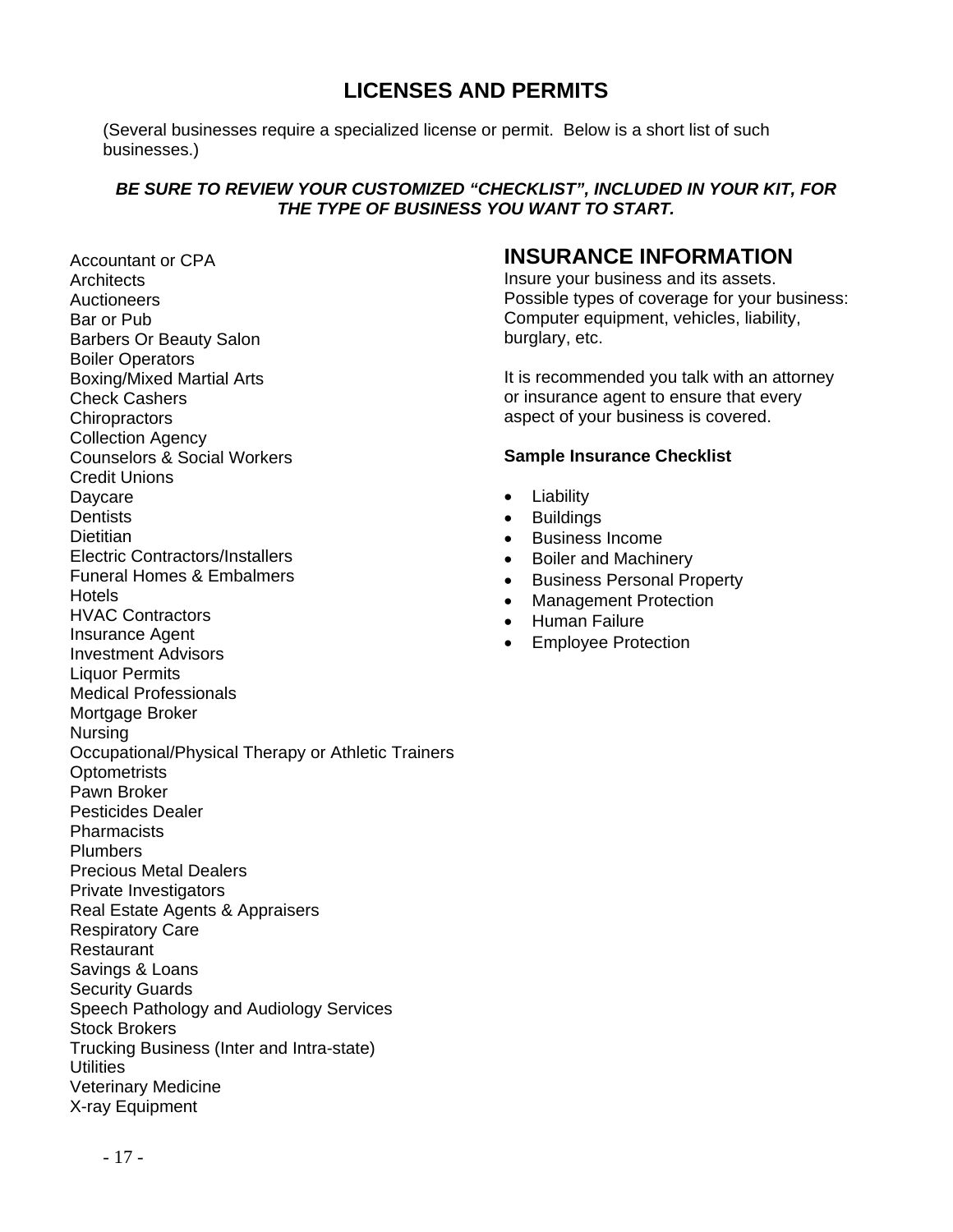# LICENSES AND PERMITS

(Several businesses require a specialized license or permit. Below is a short list of such businesses.)

***BE SURE TO REVIEW YOUR CUSTOMIZED "CHECKLIST", INCLUDED IN YOUR KIT, FOR THE TYPE OF BUSINESS YOU WANT TO START.***

Accountant or CPA
Architects
Auctioneers
Bar or Pub
Barbers Or Beauty Salon
Boiler Operators
Boxing/Mixed Martial Arts
Check Cashers
Chiropractors
Collection Agency
Counselors & Social Workers
Credit Unions
Daycare
Dentists
Dietitian
Electric Contractors/Installers
Funeral Homes & Embalmers
Hotels
HVAC Contractors
Insurance Agent
Investment Advisors
Liquor Permits
Medical Professionals
Mortgage Broker
Nursing
Occupational/Physical Therapy or Athletic Trainers
Optometrists
Pawn Broker
Pesticides Dealer
Pharmacists
Plumbers
Precious Metal Dealers
Private Investigators
Real Estate Agents & Appraisers
Respiratory Care
Restaurant
Savings & Loans
Security Guards
Speech Pathology and Audiology Services
Stock Brokers
Trucking Business (Inter and Intra-state)
Utilities
Veterinary Medicine
X-ray Equipment

## INSURANCE INFORMATION

Insure your business and its assets. Possible types of coverage for your business: Computer equipment, vehicles, liability, burglary, etc.

It is recommended you talk with an attorney or insurance agent to ensure that every aspect of your business is covered.

**Sample Insurance Checklist**

- Liability
- Buildings
- Business Income
- Boiler and Machinery
- Business Personal Property
- Management Protection
- Human Failure
- Employee Protection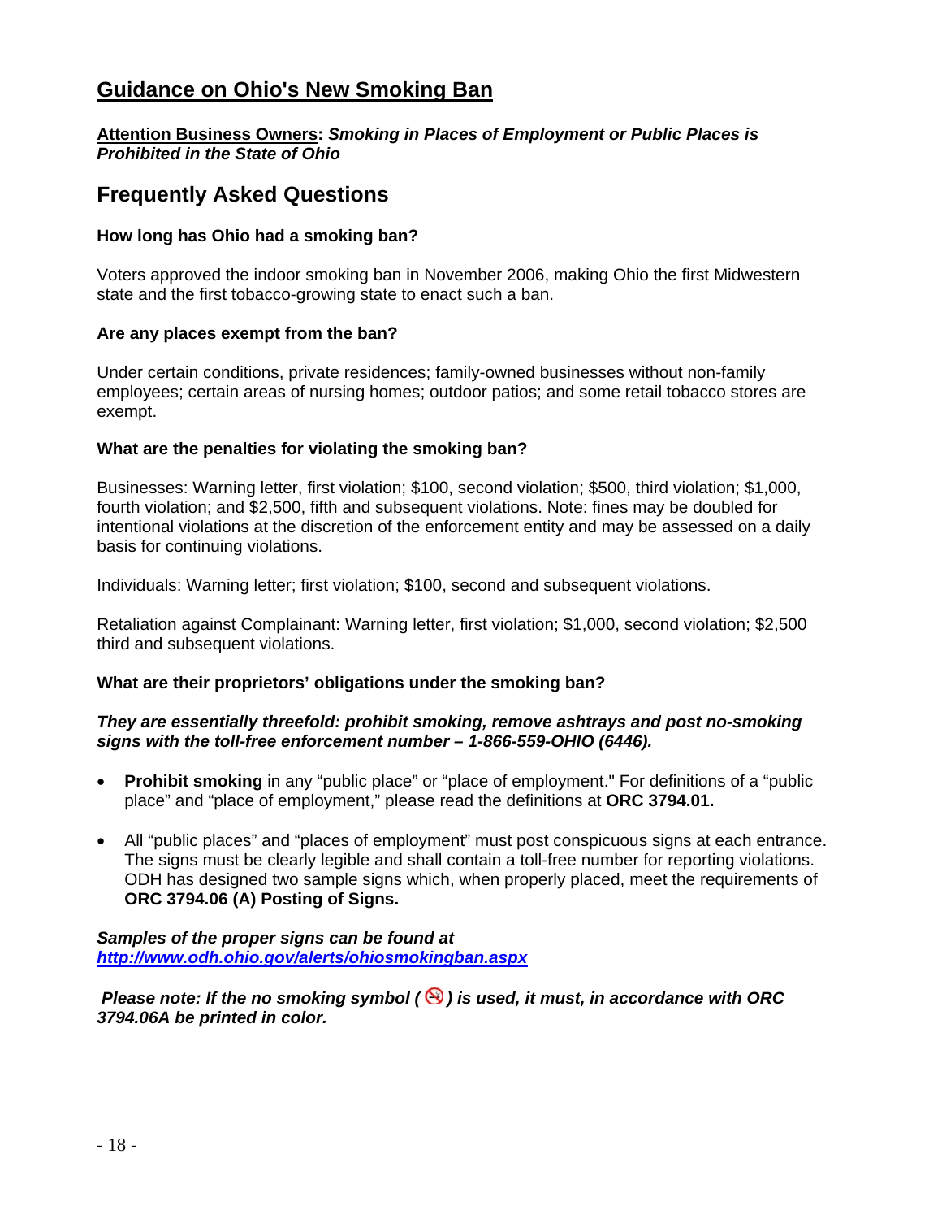# <u>Guidance on Ohio's New Smoking Ban</u>

**<u>Attention Business Owners</u>: *Smoking in Places of Employment or Public Places is Prohibited in the State of Ohio***

## Frequently Asked Questions

### How long has Ohio had a smoking ban?

Voters approved the indoor smoking ban in November 2006, making Ohio the first Midwestern state and the first tobacco-growing state to enact such a ban.

### Are any places exempt from the ban?

Under certain conditions, private residences; family-owned businesses without non-family employees; certain areas of nursing homes; outdoor patios; and some retail tobacco stores are exempt.

### What are the penalties for violating the smoking ban?

Businesses: Warning letter, first violation; $100, second violation; $500, third violation; $1,000, fourth violation; and $2,500, fifth and subsequent violations. Note: fines may be doubled for intentional violations at the discretion of the enforcement entity and may be assessed on a daily basis for continuing violations.

Individuals: Warning letter; first violation; $100, second and subsequent violations.

Retaliation against Complainant: Warning letter, first violation; $1,000, second violation; $2,500 third and subsequent violations.

### What are their proprietors' obligations under the smoking ban?

***They are essentially threefold: prohibit smoking, remove ashtrays and post no-smoking signs with the toll-free enforcement number – 1-866-559-OHIO (6446).***

- **Prohibit smoking** in any "public place" or "place of employment." For definitions of a "public place" and "place of employment," please read the definitions at **ORC 3794.01.**
- All "public places" and "places of employment" must post conspicuous signs at each entrance. The signs must be clearly legible and shall contain a toll-free number for reporting violations. ODH has designed two sample signs which, when properly placed, meet the requirements of **ORC 3794.06 (A) Posting of Signs.**

***Samples of the proper signs can be found at [http://www.odh.ohio.gov/alerts/ohiosmokingban.aspx](http://www.odh.ohio.gov/alerts/ohiosmokingban.aspx)***

***Please note: If the no smoking symbol (🚭) is used, it must, in accordance with ORC 3794.06A be printed in color.***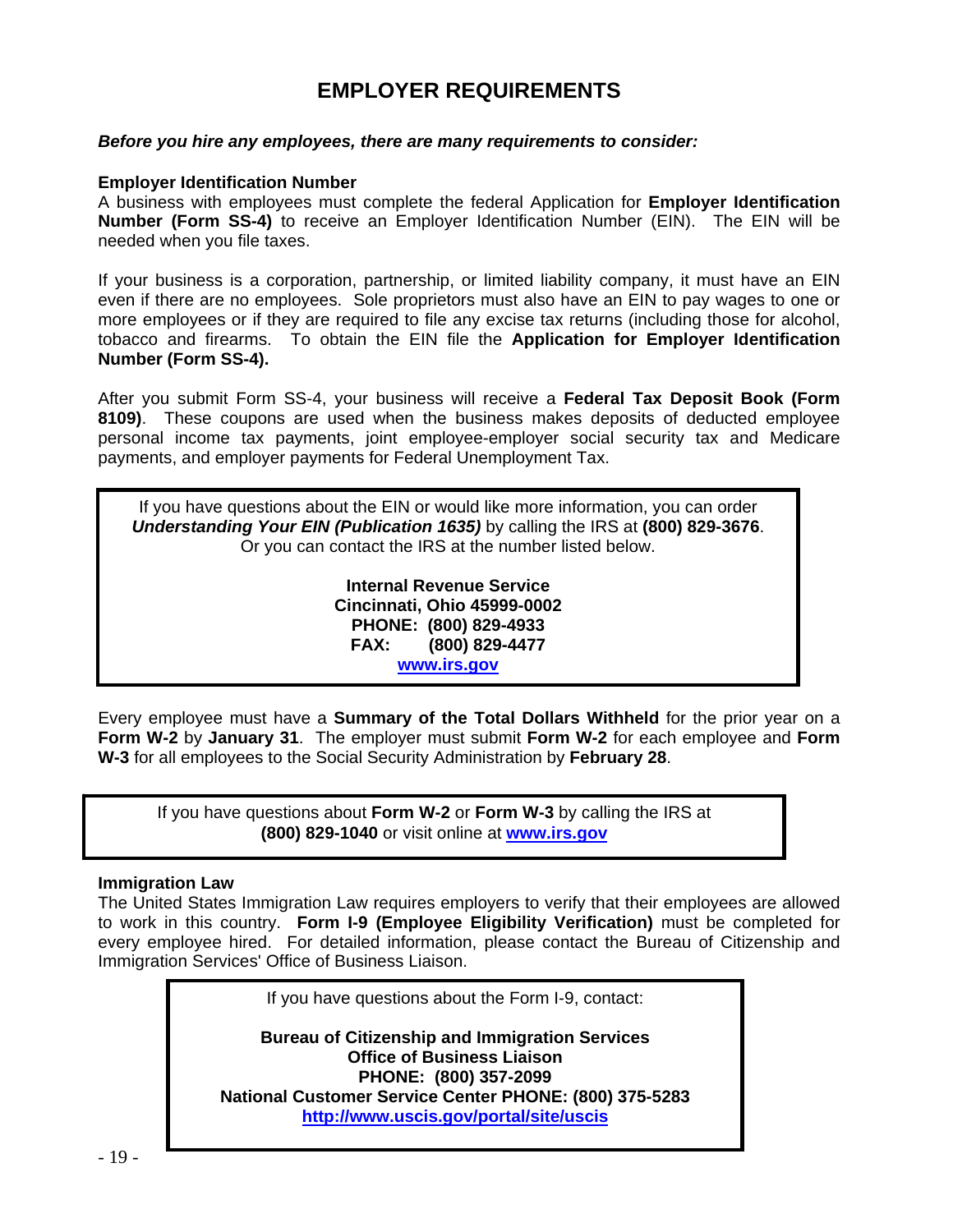# EMPLOYER REQUIREMENTS

***Before you hire any employees, there are many requirements to consider:***

**Employer Identification Number**

A business with employees must complete the federal Application for **Employer Identification Number (Form SS-4)** to receive an Employer Identification Number (EIN). The EIN will be needed when you file taxes.

If your business is a corporation, partnership, or limited liability company, it must have an EIN even if there are no employees. Sole proprietors must also have an EIN to pay wages to one or more employees or if they are required to file any excise tax returns (including those for alcohol, tobacco and firearms. To obtain the EIN file the **Application for Employer Identification Number (Form SS-4).**

After you submit Form SS-4, your business will receive a **Federal Tax Deposit Book (Form 8109)**. These coupons are used when the business makes deposits of deducted employee personal income tax payments, joint employee-employer social security tax and Medicare payments, and employer payments for Federal Unemployment Tax.

> If you have questions about the EIN or would like more information, you can order ***Understanding Your EIN (Publication 1635)*** by calling the IRS at **(800) 829-3676**. Or you can contact the IRS at the number listed below.
>
> **Internal Revenue Service**
> **Cincinnati, Ohio 45999-0002**
> **PHONE: (800) 829-4933**
> **FAX: (800) 829-4477**
> **www.irs.gov**

Every employee must have a **Summary of the Total Dollars Withheld** for the prior year on a **Form W-2** by **January 31**. The employer must submit **Form W-2** for each employee and **Form W-3** for all employees to the Social Security Administration by **February 28**.

> If you have questions about **Form W-2** or **Form W-3** by calling the IRS at **(800) 829-1040** or visit online at **www.irs.gov**

**Immigration Law**

The United States Immigration Law requires employers to verify that their employees are allowed to work in this country. **Form I-9 (Employee Eligibility Verification)** must be completed for every employee hired. For detailed information, please contact the Bureau of Citizenship and Immigration Services' Office of Business Liaison.

> If you have questions about the Form I-9, contact:
>
> **Bureau of Citizenship and Immigration Services**
> **Office of Business Liaison**
> **PHONE: (800) 357-2099**
> **National Customer Service Center PHONE: (800) 375-5283**
> **http://www.uscis.gov/portal/site/uscis**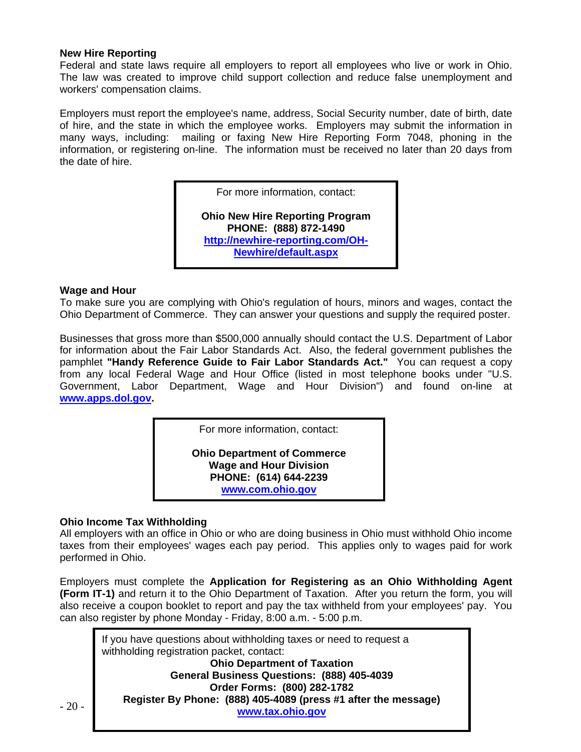### New Hire Reporting

Federal and state laws require all employers to report all employees who live or work in Ohio. The law was created to improve child support collection and reduce false unemployment and workers' compensation claims.

Employers must report the employee's name, address, Social Security number, date of birth, date of hire, and the state in which the employee works. Employers may submit the information in many ways, including: mailing or faxing New Hire Reporting Form 7048, phoning in the information, or registering on-line. The information must be received no later than 20 days from the date of hire.

> For more information, contact:
>
> **Ohio New Hire Reporting Program**
> **PHONE: (888) 872-1490**
> **http://newhire-reporting.com/OH-Newhire/default.aspx**

### Wage and Hour

To make sure you are complying with Ohio's regulation of hours, minors and wages, contact the Ohio Department of Commerce. They can answer your questions and supply the required poster.

Businesses that gross more than $500,000 annually should contact the U.S. Department of Labor for information about the Fair Labor Standards Act. Also, the federal government publishes the pamphlet **"Handy Reference Guide to Fair Labor Standards Act."** You can request a copy from any local Federal Wage and Hour Office (listed in most telephone books under "U.S. Government, Labor Department, Wage and Hour Division") and found on-line at **www.apps.dol.gov.**

> For more information, contact:
>
> **Ohio Department of Commerce**
> **Wage and Hour Division**
> **PHONE: (614) 644-2239**
> **www.com.ohio.gov**

### Ohio Income Tax Withholding

All employers with an office in Ohio or who are doing business in Ohio must withhold Ohio income taxes from their employees' wages each pay period. This applies only to wages paid for work performed in Ohio.

Employers must complete the **Application for Registering as an Ohio Withholding Agent (Form IT-1)** and return it to the Ohio Department of Taxation. After you return the form, you will also receive a coupon booklet to report and pay the tax withheld from your employees' pay. You can also register by phone Monday - Friday, 8:00 a.m. - 5:00 p.m.

> If you have questions about withholding taxes or need to request a withholding registration packet, contact:
>
> **Ohio Department of Taxation**
> **General Business Questions: (888) 405-4039**
> **Order Forms: (800) 282-1782**
> **Register By Phone: (888) 405-4089 (press #1 after the message)**
> **www.tax.ohio.gov**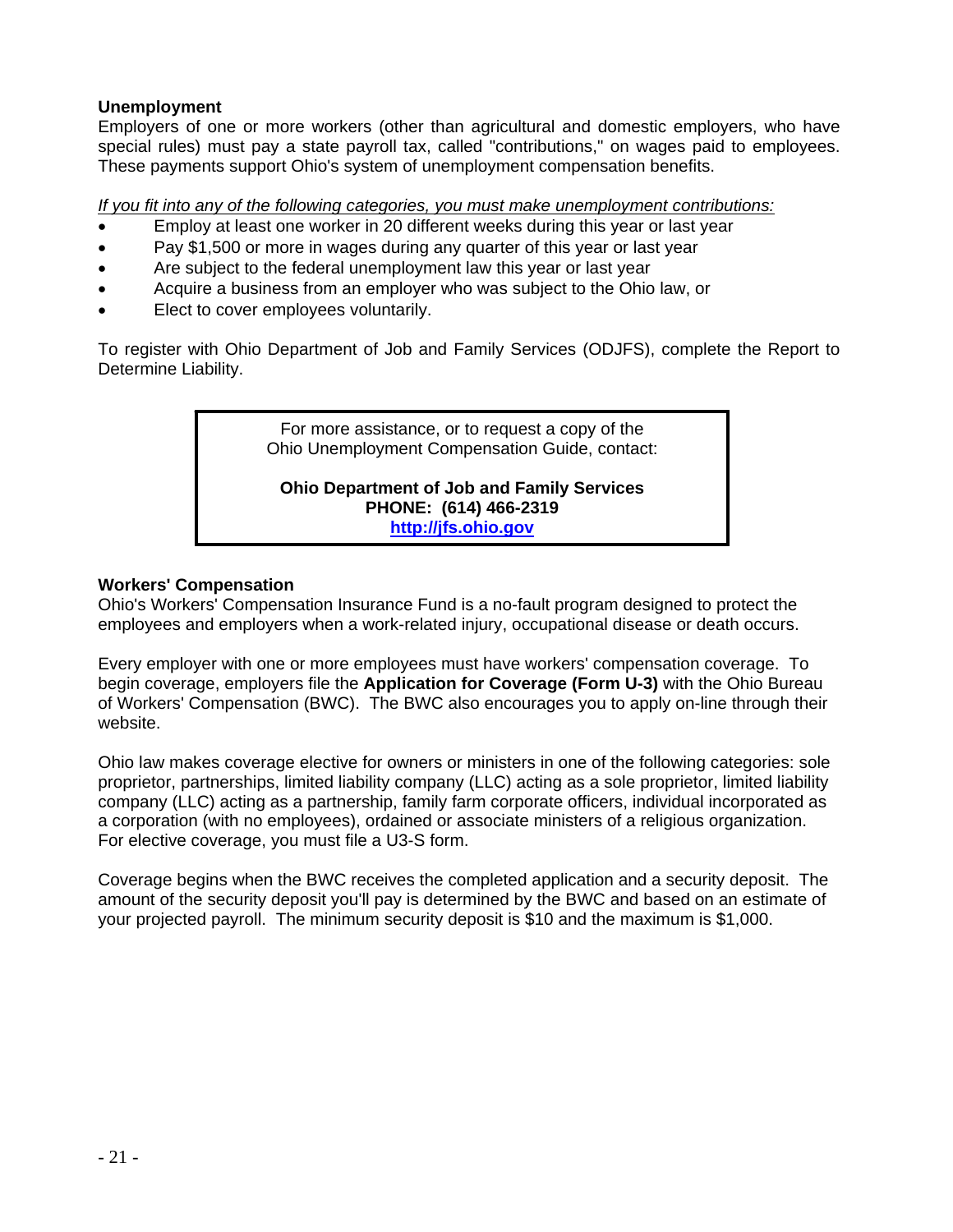## Unemployment

Employers of one or more workers (other than agricultural and domestic employers, who have special rules) must pay a state payroll tax, called "contributions," on wages paid to employees. These payments support Ohio's system of unemployment compensation benefits.

*If you fit into any of the following categories, you must make unemployment contributions:*

- Employ at least one worker in 20 different weeks during this year or last year
- Pay $1,500 or more in wages during any quarter of this year or last year
- Are subject to the federal unemployment law this year or last year
- Acquire a business from an employer who was subject to the Ohio law, or
- Elect to cover employees voluntarily.

To register with Ohio Department of Job and Family Services (ODJFS), complete the Report to Determine Liability.

> For more assistance, or to request a copy of the Ohio Unemployment Compensation Guide, contact:
>
> **Ohio Department of Job and Family Services**
> **PHONE: (614) 466-2319**
> **http://jfs.ohio.gov**

## Workers' Compensation

Ohio's Workers' Compensation Insurance Fund is a no-fault program designed to protect the employees and employers when a work-related injury, occupational disease or death occurs.

Every employer with one or more employees must have workers' compensation coverage. To begin coverage, employers file the **Application for Coverage (Form U-3)** with the Ohio Bureau of Workers' Compensation (BWC). The BWC also encourages you to apply on-line through their website.

Ohio law makes coverage elective for owners or ministers in one of the following categories: sole proprietor, partnerships, limited liability company (LLC) acting as a sole proprietor, limited liability company (LLC) acting as a partnership, family farm corporate officers, individual incorporated as a corporation (with no employees), ordained or associate ministers of a religious organization. For elective coverage, you must file a U3-S form.

Coverage begins when the BWC receives the completed application and a security deposit. The amount of the security deposit you'll pay is determined by the BWC and based on an estimate of your projected payroll. The minimum security deposit is $10 and the maximum is $1,000.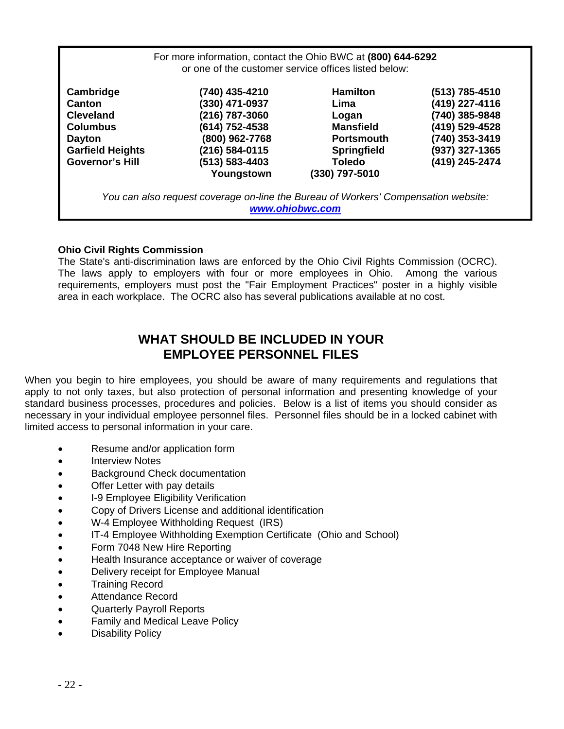For more information, contact the Ohio BWC at **(800) 644-6292** or one of the customer service offices listed below:

| | | | |
|---|---|---|---|
| **Cambridge** | **(740) 435-4210** | **Hamilton** | **(513) 785-4510** |
| **Canton** | **(330) 471-0937** | **Lima** | **(419) 227-4116** |
| **Cleveland** | **(216) 787-3060** | **Logan** | **(740) 385-9848** |
| **Columbus** | **(614) 752-4538** | **Mansfield** | **(419) 529-4528** |
| **Dayton** | **(800) 962-7768** | **Portsmouth** | **(740) 353-3419** |
| **Garfield Heights** | **(216) 584-0115** | **Springfield** | **(937) 327-1365** |
| **Governor's Hill** | **(513) 583-4403** | **Toledo** | **(419) 245-2474** |
| **Youngstown** | **(330) 797-5010** | | |

*You can also request coverage on-line the Bureau of Workers' Compensation website:* ***www.ohiobwc.com***

**Ohio Civil Rights Commission**

The State's anti-discrimination laws are enforced by the Ohio Civil Rights Commission (OCRC). The laws apply to employers with four or more employees in Ohio. Among the various requirements, employers must post the "Fair Employment Practices" poster in a highly visible area in each workplace. The OCRC also has several publications available at no cost.

## WHAT SHOULD BE INCLUDED IN YOUR EMPLOYEE PERSONNEL FILES

When you begin to hire employees, you should be aware of many requirements and regulations that apply to not only taxes, but also protection of personal information and presenting knowledge of your standard business processes, procedures and policies. Below is a list of items you should consider as necessary in your individual employee personnel files. Personnel files should be in a locked cabinet with limited access to personal information in your care.

- Resume and/or application form
- Interview Notes
- Background Check documentation
- Offer Letter with pay details
- I-9 Employee Eligibility Verification
- Copy of Drivers License and additional identification
- W-4 Employee Withholding Request (IRS)
- IT-4 Employee Withholding Exemption Certificate (Ohio and School)
- Form 7048 New Hire Reporting
- Health Insurance acceptance or waiver of coverage
- Delivery receipt for Employee Manual
- Training Record
- Attendance Record
- Quarterly Payroll Reports
- Family and Medical Leave Policy
- Disability Policy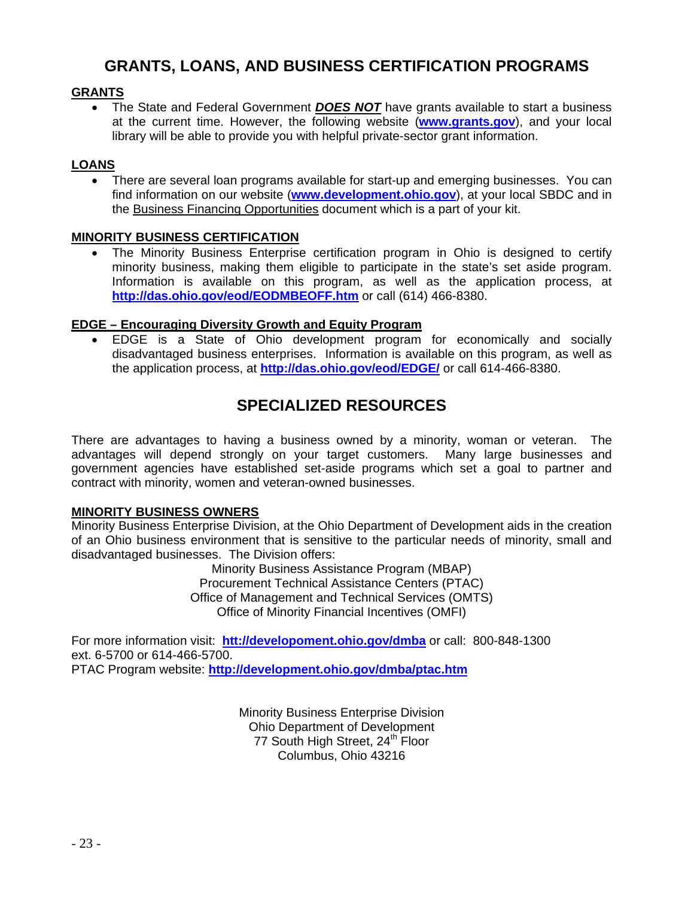# GRANTS, LOANS, AND BUSINESS CERTIFICATION PROGRAMS

**GRANTS**

- The State and Federal Government ***DOES NOT*** have grants available to start a business at the current time. However, the following website (**www.grants.gov**), and your local library will be able to provide you with helpful private-sector grant information.

**LOANS**

- There are several loan programs available for start-up and emerging businesses. You can find information on our website (**www.development.ohio.gov**), at your local SBDC and in the Business Financing Opportunities document which is a part of your kit.

**MINORITY BUSINESS CERTIFICATION**

- The Minority Business Enterprise certification program in Ohio is designed to certify minority business, making them eligible to participate in the state's set aside program. Information is available on this program, as well as the application process, at **http://das.ohio.gov/eod/EODMBEOFF.htm** or call (614) 466-8380.

**EDGE – Encouraging Diversity Growth and Equity Program**

- EDGE is a State of Ohio development program for economically and socially disadvantaged business enterprises. Information is available on this program, as well as the application process, at **http://das.ohio.gov/eod/EDGE/** or call 614-466-8380.

# SPECIALIZED RESOURCES

There are advantages to having a business owned by a minority, woman or veteran. The advantages will depend strongly on your target customers. Many large businesses and government agencies have established set-aside programs which set a goal to partner and contract with minority, women and veteran-owned businesses.

**MINORITY BUSINESS OWNERS**

Minority Business Enterprise Division, at the Ohio Department of Development aids in the creation of an Ohio business environment that is sensitive to the particular needs of minority, small and disadvantaged businesses. The Division offers:

Minority Business Assistance Program (MBAP)
Procurement Technical Assistance Centers (PTAC)
Office of Management and Technical Services (OMTS)
Office of Minority Financial Incentives (OMFI)

For more information visit: **htt://developoment.ohio.gov/dmba** or call: 800-848-1300 ext. 6-5700 or 614-466-5700.
PTAC Program website: **http://development.ohio.gov/dmba/ptac.htm**

Minority Business Enterprise Division
Ohio Department of Development
77 South High Street, 24th Floor
Columbus, Ohio 43216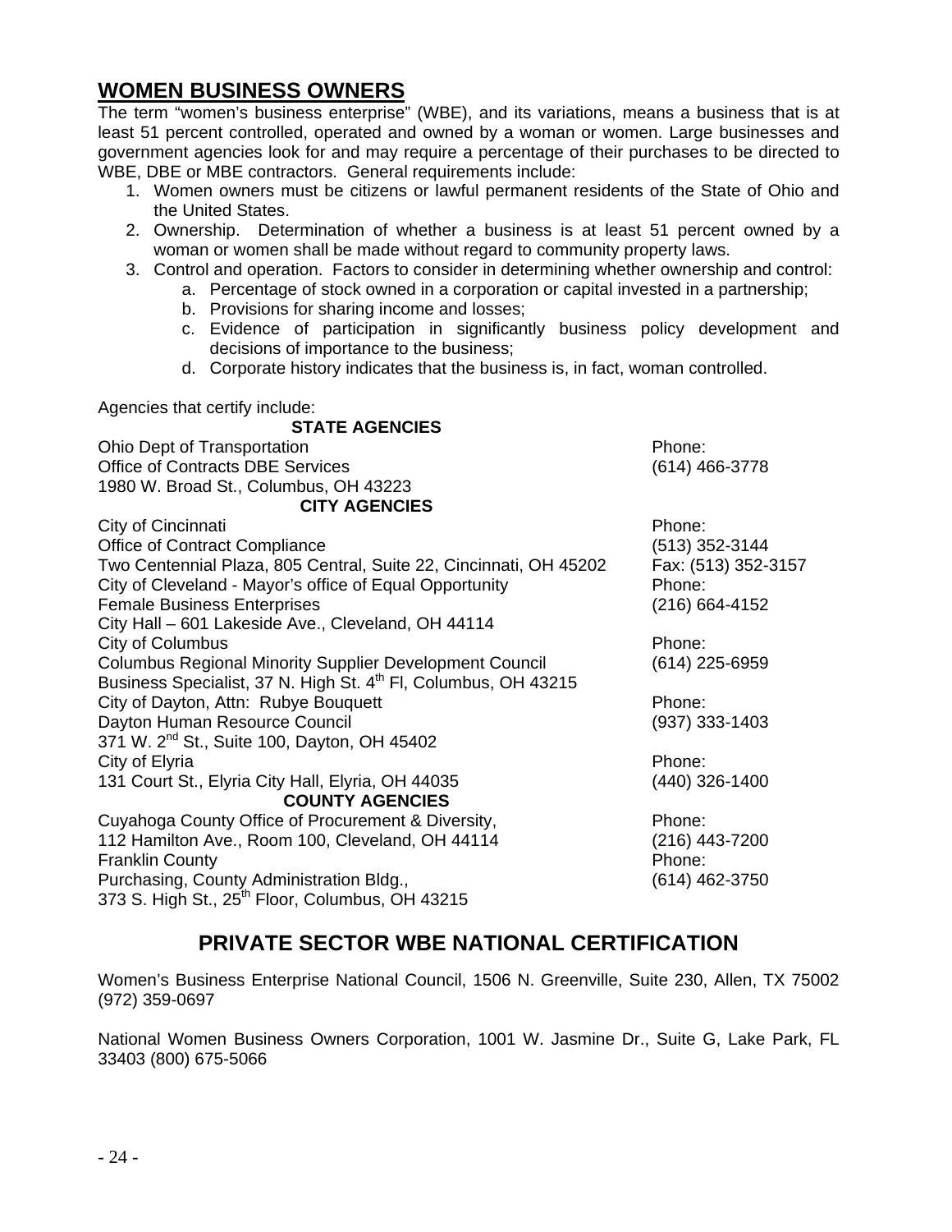## WOMEN BUSINESS OWNERS

The term "women's business enterprise" (WBE), and its variations, means a business that is at least 51 percent controlled, operated and owned by a woman or women. Large businesses and government agencies look for and may require a percentage of their purchases to be directed to WBE, DBE or MBE contractors. General requirements include:

1. Women owners must be citizens or lawful permanent residents of the State of Ohio and the United States.
2. Ownership. Determination of whether a business is at least 51 percent owned by a woman or women shall be made without regard to community property laws.
3. Control and operation. Factors to consider in determining whether ownership and control:
   a. Percentage of stock owned in a corporation or capital invested in a partnership;
   b. Provisions for sharing income and losses;
   c. Evidence of participation in significantly business policy development and decisions of importance to the business;
   d. Corporate history indicates that the business is, in fact, woman controlled.

Agencies that certify include:

| Agency | Phone |
|---|---|
| **STATE AGENCIES** | |
| Ohio Dept of Transportation<br>Office of Contracts DBE Services<br>1980 W. Broad St., Columbus, OH 43223 | Phone:<br>(614) 466-3778 |
| **CITY AGENCIES** | |
| City of Cincinnati<br>Office of Contract Compliance<br>Two Centennial Plaza, 805 Central, Suite 22, Cincinnati, OH 45202 | Phone:<br>(513) 352-3144<br>Fax: (513) 352-3157 |
| City of Cleveland - Mayor's office of Equal Opportunity<br>Female Business Enterprises<br>City Hall – 601 Lakeside Ave., Cleveland, OH 44114 | Phone:<br>(216) 664-4152 |
| City of Columbus<br>Columbus Regional Minority Supplier Development Council<br>Business Specialist, 37 N. High St. 4th Fl, Columbus, OH 43215 | Phone:<br>(614) 225-6959 |
| City of Dayton, Attn: Rubye Bouquett<br>Dayton Human Resource Council<br>371 W. 2nd St., Suite 100, Dayton, OH 45402 | Phone:<br>(937) 333-1403 |
| City of Elyria<br>131 Court St., Elyria City Hall, Elyria, OH 44035 | Phone:<br>(440) 326-1400 |
| **COUNTY AGENCIES** | |
| Cuyahoga County Office of Procurement & Diversity,<br>112 Hamilton Ave., Room 100, Cleveland, OH 44114 | Phone:<br>(216) 443-7200 |
| Franklin County<br>Purchasing, County Administration Bldg.,<br>373 S. High St., 25th Floor, Columbus, OH 43215 | Phone:<br>(614) 462-3750 |

## PRIVATE SECTOR WBE NATIONAL CERTIFICATION

Women's Business Enterprise National Council, 1506 N. Greenville, Suite 230, Allen, TX 75002 (972) 359-0697

National Women Business Owners Corporation, 1001 W. Jasmine Dr., Suite G, Lake Park, FL 33403 (800) 675-5066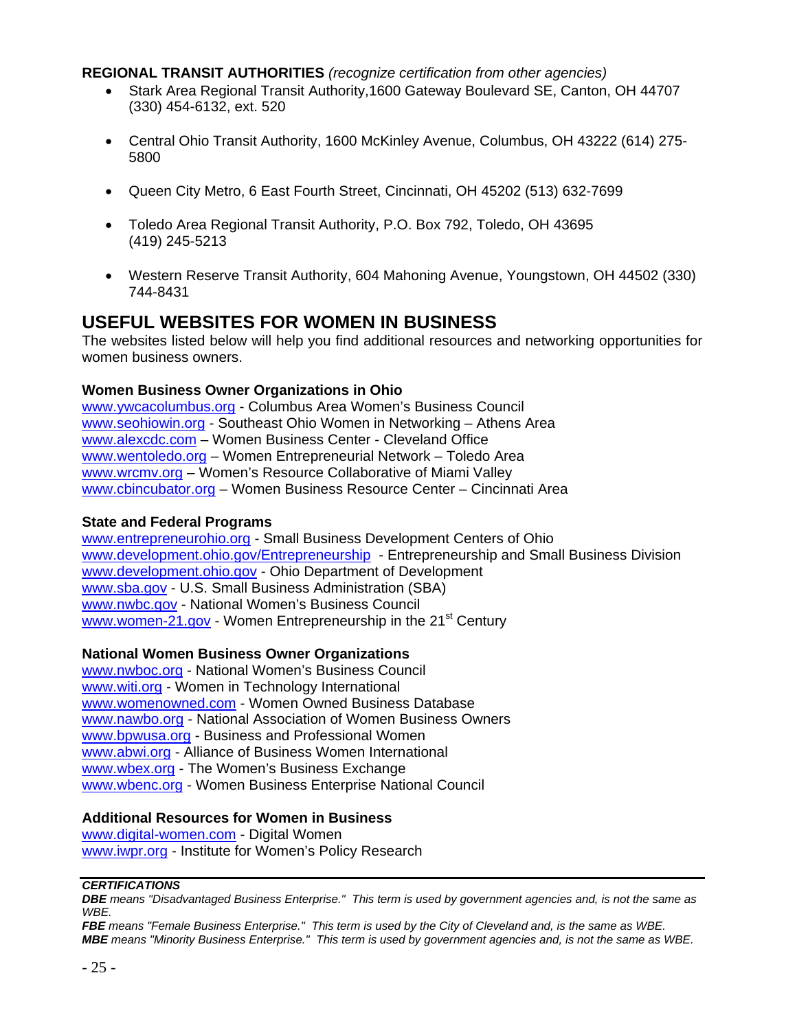**REGIONAL TRANSIT AUTHORITIES** *(recognize certification from other agencies)*

- Stark Area Regional Transit Authority,1600 Gateway Boulevard SE, Canton, OH 44707 (330) 454-6132, ext. 520
- Central Ohio Transit Authority, 1600 McKinley Avenue, Columbus, OH 43222 (614) 275-5800
- Queen City Metro, 6 East Fourth Street, Cincinnati, OH 45202 (513) 632-7699
- Toledo Area Regional Transit Authority, P.O. Box 792, Toledo, OH 43695 (419) 245-5213
- Western Reserve Transit Authority, 604 Mahoning Avenue, Youngstown, OH 44502 (330) 744-8431

## USEFUL WEBSITES FOR WOMEN IN BUSINESS

The websites listed below will help you find additional resources and networking opportunities for women business owners.

**Women Business Owner Organizations in Ohio**

www.ywcacolumbus.org - Columbus Area Women's Business Council
www.seohiowin.org - Southeast Ohio Women in Networking – Athens Area
www.alexcdc.com – Women Business Center - Cleveland Office
www.wentoledo.org – Women Entrepreneurial Network – Toledo Area
www.wrcmv.org – Women's Resource Collaborative of Miami Valley
www.cbincubator.org – Women Business Resource Center – Cincinnati Area

**State and Federal Programs**

www.entrepreneurohio.org - Small Business Development Centers of Ohio
www.development.ohio.gov/Entrepreneurship - Entrepreneurship and Small Business Division
www.development.ohio.gov - Ohio Department of Development
www.sba.gov - U.S. Small Business Administration (SBA)
www.nwbc.gov - National Women's Business Council
www.women-21.gov - Women Entrepreneurship in the 21st Century

**National Women Business Owner Organizations**

www.nwboc.org - National Women's Business Council
www.witi.org - Women in Technology International
www.womenowned.com - Women Owned Business Database
www.nawbo.org - National Association of Women Business Owners
www.bpwusa.org - Business and Professional Women
www.abwi.org - Alliance of Business Women International
www.wbex.org - The Women's Business Exchange
www.wbenc.org - Women Business Enterprise National Council

**Additional Resources for Women in Business**

www.digital-women.com - Digital Women
www.iwpr.org - Institute for Women's Policy Research

***CERTIFICATIONS***

***DBE** means "Disadvantaged Business Enterprise." This term is used by government agencies and, is not the same as WBE.*
***FBE** means "Female Business Enterprise." This term is used by the City of Cleveland and, is the same as WBE.*
***MBE** means "Minority Business Enterprise." This term is used by government agencies and, is not the same as WBE.*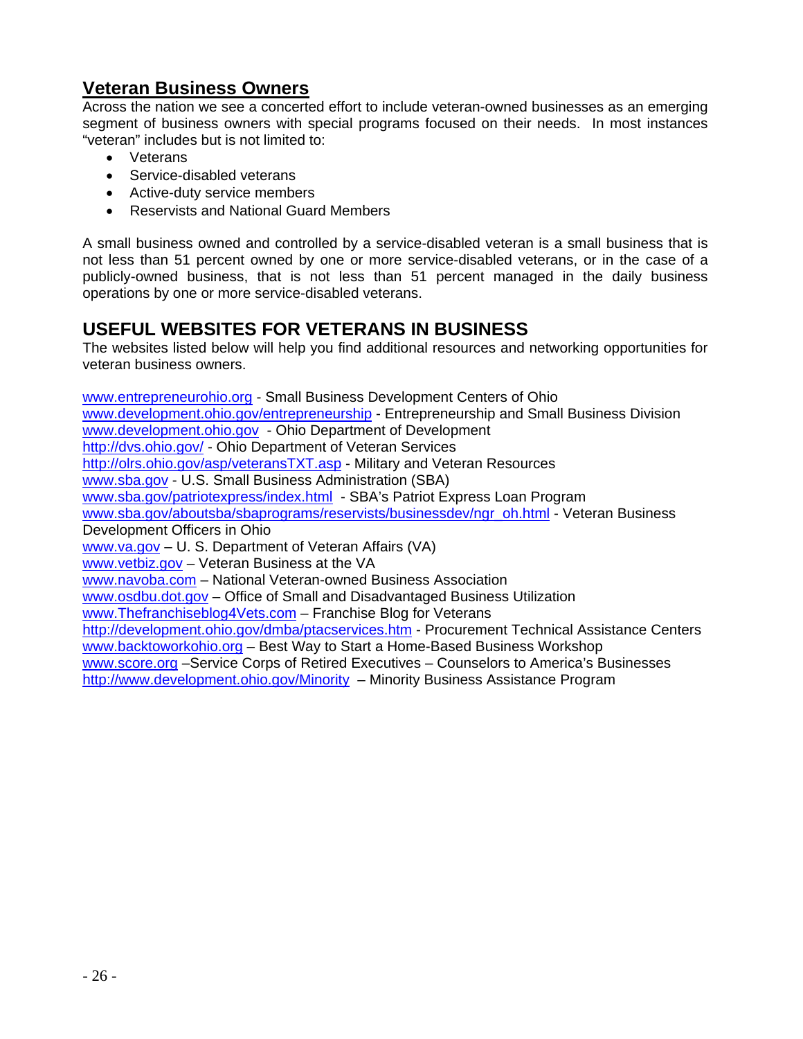## Veteran Business Owners

Across the nation we see a concerted effort to include veteran-owned businesses as an emerging segment of business owners with special programs focused on their needs. In most instances "veteran" includes but is not limited to:

- Veterans
- Service-disabled veterans
- Active-duty service members
- Reservists and National Guard Members

A small business owned and controlled by a service-disabled veteran is a small business that is not less than 51 percent owned by one or more service-disabled veterans, or in the case of a publicly-owned business, that is not less than 51 percent managed in the daily business operations by one or more service-disabled veterans.

## USEFUL WEBSITES FOR VETERANS IN BUSINESS

The websites listed below will help you find additional resources and networking opportunities for veteran business owners.

www.entrepreneurohio.org - Small Business Development Centers of Ohio
www.development.ohio.gov/entrepreneurship - Entrepreneurship and Small Business Division
www.development.ohio.gov - Ohio Department of Development
http://dvs.ohio.gov/ - Ohio Department of Veteran Services
http://olrs.ohio.gov/asp/veteransTXT.asp - Military and Veteran Resources
www.sba.gov - U.S. Small Business Administration (SBA)
www.sba.gov/patriotexpress/index.html - SBA's Patriot Express Loan Program
www.sba.gov/aboutsba/sbaprograms/reservists/businessdev/ngr_oh.html - Veteran Business Development Officers in Ohio
www.va.gov – U. S. Department of Veteran Affairs (VA)
www.vetbiz.gov – Veteran Business at the VA
www.navoba.com – National Veteran-owned Business Association
www.osdbu.dot.gov – Office of Small and Disadvantaged Business Utilization
www.Thefranchiseblog4Vets.com – Franchise Blog for Veterans
http://development.ohio.gov/dmba/ptacservices.htm - Procurement Technical Assistance Centers
www.backtoworkohio.org – Best Way to Start a Home-Based Business Workshop
www.score.org –Service Corps of Retired Executives – Counselors to America's Businesses
http://www.development.ohio.gov/Minority – Minority Business Assistance Program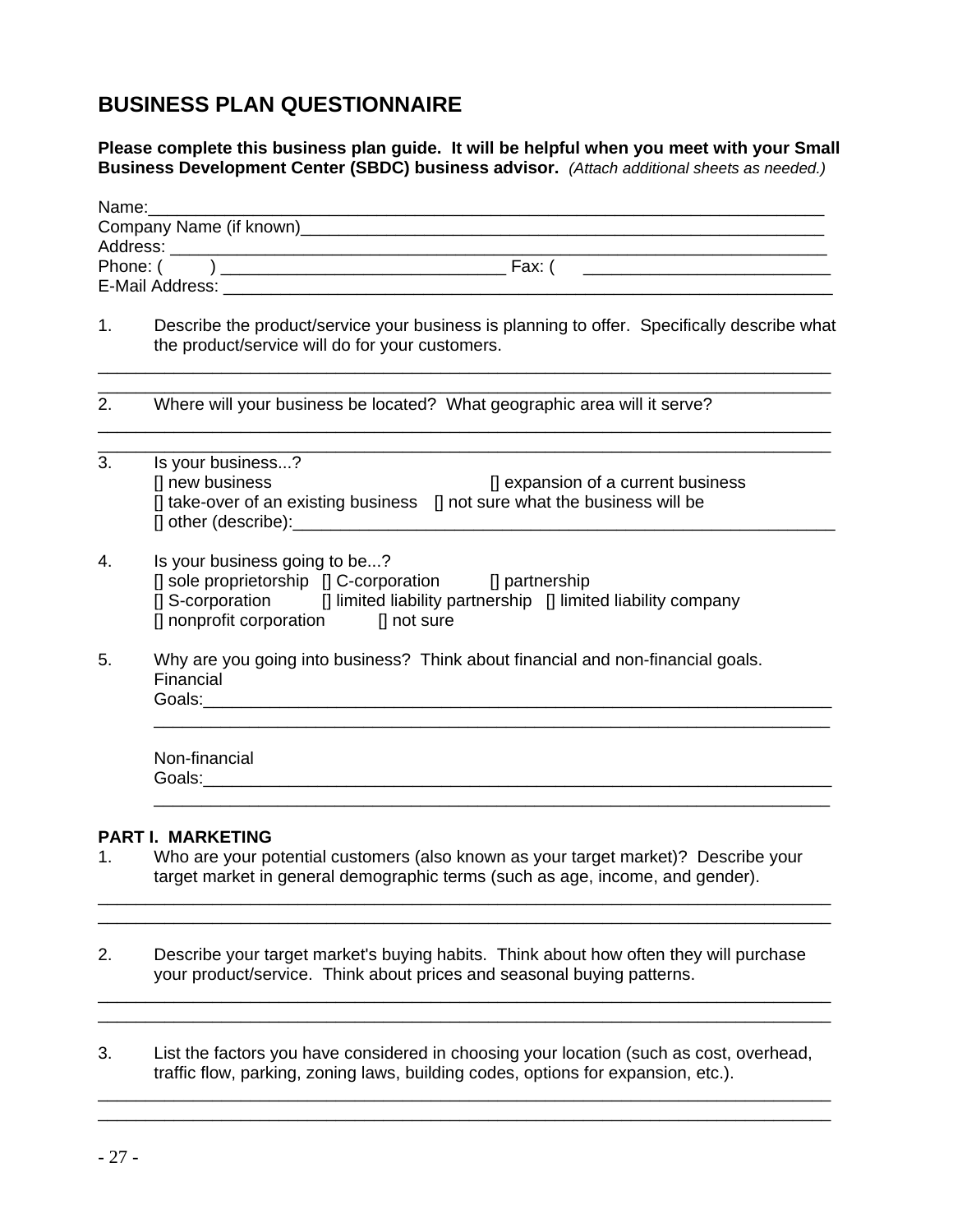# BUSINESS PLAN QUESTIONNAIRE

**Please complete this business plan guide. It will be helpful when you meet with your Small Business Development Center (SBDC) business advisor.** *(Attach additional sheets as needed.)*

Name:\_\_\_\_\_\_\_\_\_\_\_\_\_\_\_\_\_\_\_\_\_\_\_\_\_\_\_\_\_\_\_\_\_\_\_\_\_\_\_\_\_\_\_\_\_\_\_\_\_\_\_\_\_\_\_\_\_\_\_\_\_\_\_\_\_\_\_\_
Company Name (if known)\_\_\_\_\_\_\_\_\_\_\_\_\_\_\_\_\_\_\_\_\_\_\_\_\_\_\_\_\_\_\_\_\_\_\_\_\_\_\_\_\_\_\_\_\_\_\_\_\_\_\_\_\_\_
Address: \_\_\_\_\_\_\_\_\_\_\_\_\_\_\_\_\_\_\_\_\_\_\_\_\_\_\_\_\_\_\_\_\_\_\_\_\_\_\_\_\_\_\_\_\_\_\_\_\_\_\_\_\_\_\_\_\_\_\_\_\_\_\_\_\_
Phone: (        ) \_\_\_\_\_\_\_\_\_\_\_\_\_\_\_\_\_\_\_\_\_\_\_\_\_\_\_\_\_\_\_ Fax: (        \_\_\_\_\_\_\_\_\_\_\_\_\_\_\_\_\_\_\_\_\_\_\_\_\_\_\_
E-Mail Address: \_\_\_\_\_\_\_\_\_\_\_\_\_\_\_\_\_\_\_\_\_\_\_\_\_\_\_\_\_\_\_\_\_\_\_\_\_\_\_\_\_\_\_\_\_\_\_\_\_\_\_\_\_\_\_\_\_\_\_\_\_\_

1. Describe the product/service your business is planning to offer. Specifically describe what the product/service will do for your customers.

\_\_\_\_\_\_\_\_\_\_\_\_\_\_\_\_\_\_\_\_\_\_\_\_\_\_\_\_\_\_\_\_\_\_\_\_\_\_\_\_\_\_\_\_\_\_\_\_\_\_\_\_\_\_\_\_\_\_\_\_\_\_\_\_\_\_\_\_\_\_\_\_\_\_\_\_\_\_
\_\_\_\_\_\_\_\_\_\_\_\_\_\_\_\_\_\_\_\_\_\_\_\_\_\_\_\_\_\_\_\_\_\_\_\_\_\_\_\_\_\_\_\_\_\_\_\_\_\_\_\_\_\_\_\_\_\_\_\_\_\_\_\_\_\_\_\_\_\_\_\_\_\_\_\_\_\_

2. Where will your business be located? What geographic area will it serve?

\_\_\_\_\_\_\_\_\_\_\_\_\_\_\_\_\_\_\_\_\_\_\_\_\_\_\_\_\_\_\_\_\_\_\_\_\_\_\_\_\_\_\_\_\_\_\_\_\_\_\_\_\_\_\_\_\_\_\_\_\_\_\_\_\_\_\_\_\_\_\_\_\_\_\_\_\_\_
\_\_\_\_\_\_\_\_\_\_\_\_\_\_\_\_\_\_\_\_\_\_\_\_\_\_\_\_\_\_\_\_\_\_\_\_\_\_\_\_\_\_\_\_\_\_\_\_\_\_\_\_\_\_\_\_\_\_\_\_\_\_\_\_\_\_\_\_\_\_\_\_\_\_\_\_\_\_

3. Is your business...?
   [] new business [] expansion of a current business
   [] take-over of an existing business [] not sure what the business will be
   [] other (describe):\_\_\_\_\_\_\_\_\_\_\_\_\_\_\_\_\_\_\_\_\_\_\_\_\_\_\_\_\_\_\_\_\_\_\_\_\_\_\_\_\_\_\_\_\_\_\_\_\_\_\_\_\_\_\_\_\_\_\_\_

4. Is your business going to be...?
   [] sole proprietorship [] C-corporation [] partnership
   [] S-corporation [] limited liability partnership [] limited liability company
   [] nonprofit corporation [] not sure

5. Why are you going into business? Think about financial and non-financial goals.
   Financial
   Goals:\_\_\_\_\_\_\_\_\_\_\_\_\_\_\_\_\_\_\_\_\_\_\_\_\_\_\_\_\_\_\_\_\_\_\_\_\_\_\_\_\_\_\_\_\_\_\_\_\_\_\_\_\_\_\_\_\_\_\_\_\_\_\_\_\_\_\_\_\_
   \_\_\_\_\_\_\_\_\_\_\_\_\_\_\_\_\_\_\_\_\_\_\_\_\_\_\_\_\_\_\_\_\_\_\_\_\_\_\_\_\_\_\_\_\_\_\_\_\_\_\_\_\_\_\_\_\_\_\_\_\_\_\_\_\_\_\_\_\_\_\_\_\_\_

   Non-financial
   Goals:\_\_\_\_\_\_\_\_\_\_\_\_\_\_\_\_\_\_\_\_\_\_\_\_\_\_\_\_\_\_\_\_\_\_\_\_\_\_\_\_\_\_\_\_\_\_\_\_\_\_\_\_\_\_\_\_\_\_\_\_\_\_\_\_\_\_\_\_\_
   \_\_\_\_\_\_\_\_\_\_\_\_\_\_\_\_\_\_\_\_\_\_\_\_\_\_\_\_\_\_\_\_\_\_\_\_\_\_\_\_\_\_\_\_\_\_\_\_\_\_\_\_\_\_\_\_\_\_\_\_\_\_\_\_\_\_\_\_\_\_\_\_\_\_

## PART I. MARKETING

1. Who are your potential customers (also known as your target market)? Describe your target market in general demographic terms (such as age, income, and gender).

\_\_\_\_\_\_\_\_\_\_\_\_\_\_\_\_\_\_\_\_\_\_\_\_\_\_\_\_\_\_\_\_\_\_\_\_\_\_\_\_\_\_\_\_\_\_\_\_\_\_\_\_\_\_\_\_\_\_\_\_\_\_\_\_\_\_\_\_\_\_\_\_\_\_\_\_\_\_
\_\_\_\_\_\_\_\_\_\_\_\_\_\_\_\_\_\_\_\_\_\_\_\_\_\_\_\_\_\_\_\_\_\_\_\_\_\_\_\_\_\_\_\_\_\_\_\_\_\_\_\_\_\_\_\_\_\_\_\_\_\_\_\_\_\_\_\_\_\_\_\_\_\_\_\_\_\_

2. Describe your target market's buying habits. Think about how often they will purchase your product/service. Think about prices and seasonal buying patterns.

\_\_\_\_\_\_\_\_\_\_\_\_\_\_\_\_\_\_\_\_\_\_\_\_\_\_\_\_\_\_\_\_\_\_\_\_\_\_\_\_\_\_\_\_\_\_\_\_\_\_\_\_\_\_\_\_\_\_\_\_\_\_\_\_\_\_\_\_\_\_\_\_\_\_\_\_\_\_
\_\_\_\_\_\_\_\_\_\_\_\_\_\_\_\_\_\_\_\_\_\_\_\_\_\_\_\_\_\_\_\_\_\_\_\_\_\_\_\_\_\_\_\_\_\_\_\_\_\_\_\_\_\_\_\_\_\_\_\_\_\_\_\_\_\_\_\_\_\_\_\_\_\_\_\_\_\_

3. List the factors you have considered in choosing your location (such as cost, overhead, traffic flow, parking, zoning laws, building codes, options for expansion, etc.).

\_\_\_\_\_\_\_\_\_\_\_\_\_\_\_\_\_\_\_\_\_\_\_\_\_\_\_\_\_\_\_\_\_\_\_\_\_\_\_\_\_\_\_\_\_\_\_\_\_\_\_\_\_\_\_\_\_\_\_\_\_\_\_\_\_\_\_\_\_\_\_\_\_\_\_\_\_\_
\_\_\_\_\_\_\_\_\_\_\_\_\_\_\_\_\_\_\_\_\_\_\_\_\_\_\_\_\_\_\_\_\_\_\_\_\_\_\_\_\_\_\_\_\_\_\_\_\_\_\_\_\_\_\_\_\_\_\_\_\_\_\_\_\_\_\_\_\_\_\_\_\_\_\_\_\_\_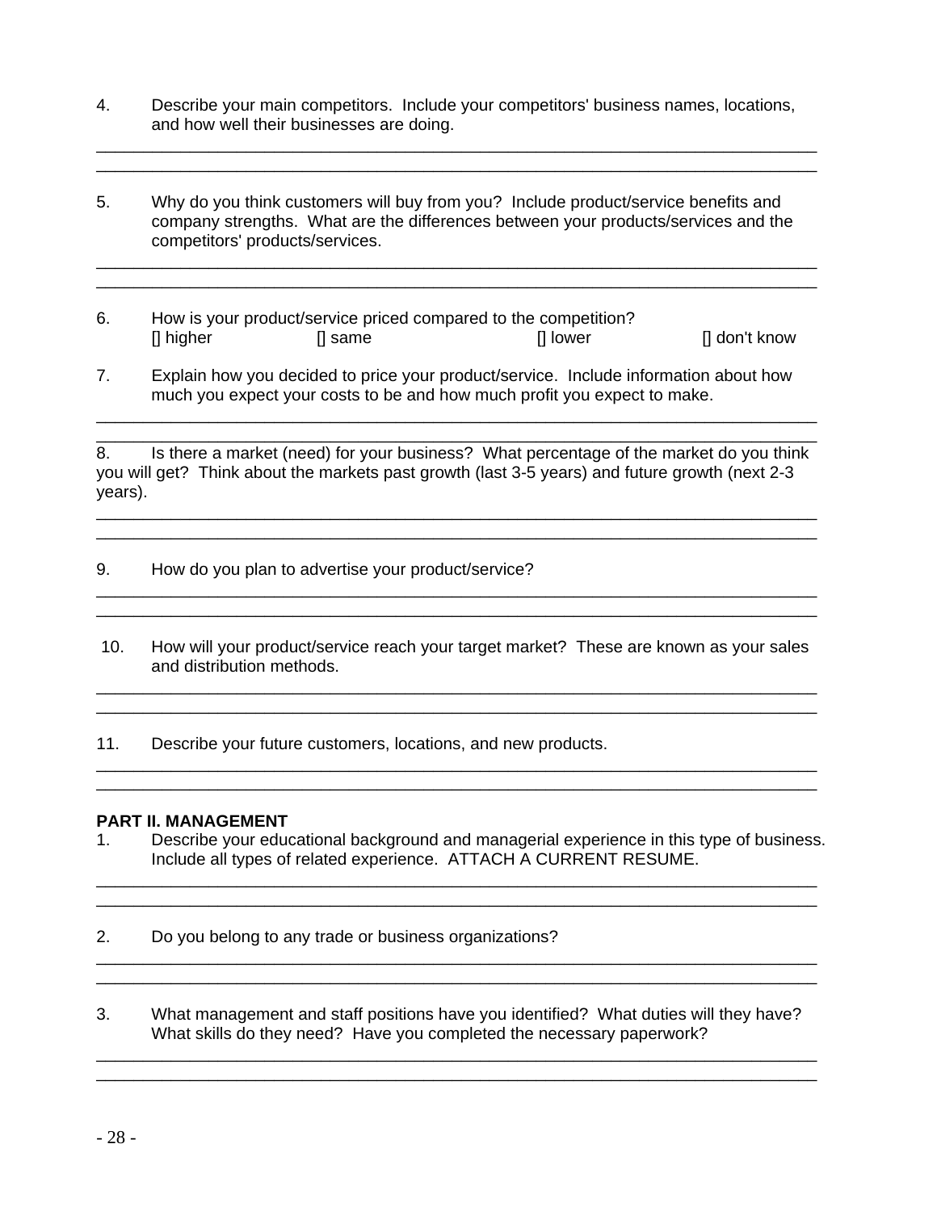4. Describe your main competitors. Include your competitors' business names, locations, and how well their businesses are doing.

\_\_\_\_\_\_\_\_\_\_\_\_\_\_\_\_\_\_\_\_\_\_\_\_\_\_\_\_\_\_\_\_\_\_\_\_\_\_\_\_\_\_\_\_\_\_\_\_\_\_\_\_\_\_\_\_\_\_\_\_\_\_\_\_\_\_\_\_\_\_\_\_\_\_\_\_
\_\_\_\_\_\_\_\_\_\_\_\_\_\_\_\_\_\_\_\_\_\_\_\_\_\_\_\_\_\_\_\_\_\_\_\_\_\_\_\_\_\_\_\_\_\_\_\_\_\_\_\_\_\_\_\_\_\_\_\_\_\_\_\_\_\_\_\_\_\_\_\_\_\_\_\_

5. Why do you think customers will buy from you? Include product/service benefits and company strengths. What are the differences between your products/services and the competitors' products/services.

\_\_\_\_\_\_\_\_\_\_\_\_\_\_\_\_\_\_\_\_\_\_\_\_\_\_\_\_\_\_\_\_\_\_\_\_\_\_\_\_\_\_\_\_\_\_\_\_\_\_\_\_\_\_\_\_\_\_\_\_\_\_\_\_\_\_\_\_\_\_\_\_\_\_\_\_
\_\_\_\_\_\_\_\_\_\_\_\_\_\_\_\_\_\_\_\_\_\_\_\_\_\_\_\_\_\_\_\_\_\_\_\_\_\_\_\_\_\_\_\_\_\_\_\_\_\_\_\_\_\_\_\_\_\_\_\_\_\_\_\_\_\_\_\_\_\_\_\_\_\_\_\_

6. How is your product/service priced compared to the competition?
   [] higher          [] same          [] lower          [] don't know

7. Explain how you decided to price your product/service. Include information about how much you expect your costs to be and how much profit you expect to make.

\_\_\_\_\_\_\_\_\_\_\_\_\_\_\_\_\_\_\_\_\_\_\_\_\_\_\_\_\_\_\_\_\_\_\_\_\_\_\_\_\_\_\_\_\_\_\_\_\_\_\_\_\_\_\_\_\_\_\_\_\_\_\_\_\_\_\_\_\_\_\_\_\_\_\_\_
\_\_\_\_\_\_\_\_\_\_\_\_\_\_\_\_\_\_\_\_\_\_\_\_\_\_\_\_\_\_\_\_\_\_\_\_\_\_\_\_\_\_\_\_\_\_\_\_\_\_\_\_\_\_\_\_\_\_\_\_\_\_\_\_\_\_\_\_\_\_\_\_\_\_\_\_

8. Is there a market (need) for your business? What percentage of the market do you think you will get? Think about the markets past growth (last 3-5 years) and future growth (next 2-3 years).

\_\_\_\_\_\_\_\_\_\_\_\_\_\_\_\_\_\_\_\_\_\_\_\_\_\_\_\_\_\_\_\_\_\_\_\_\_\_\_\_\_\_\_\_\_\_\_\_\_\_\_\_\_\_\_\_\_\_\_\_\_\_\_\_\_\_\_\_\_\_\_\_\_\_\_\_
\_\_\_\_\_\_\_\_\_\_\_\_\_\_\_\_\_\_\_\_\_\_\_\_\_\_\_\_\_\_\_\_\_\_\_\_\_\_\_\_\_\_\_\_\_\_\_\_\_\_\_\_\_\_\_\_\_\_\_\_\_\_\_\_\_\_\_\_\_\_\_\_\_\_\_\_

9. How do you plan to advertise your product/service?

\_\_\_\_\_\_\_\_\_\_\_\_\_\_\_\_\_\_\_\_\_\_\_\_\_\_\_\_\_\_\_\_\_\_\_\_\_\_\_\_\_\_\_\_\_\_\_\_\_\_\_\_\_\_\_\_\_\_\_\_\_\_\_\_\_\_\_\_\_\_\_\_\_\_\_\_
\_\_\_\_\_\_\_\_\_\_\_\_\_\_\_\_\_\_\_\_\_\_\_\_\_\_\_\_\_\_\_\_\_\_\_\_\_\_\_\_\_\_\_\_\_\_\_\_\_\_\_\_\_\_\_\_\_\_\_\_\_\_\_\_\_\_\_\_\_\_\_\_\_\_\_\_

10. How will your product/service reach your target market? These are known as your sales and distribution methods.

\_\_\_\_\_\_\_\_\_\_\_\_\_\_\_\_\_\_\_\_\_\_\_\_\_\_\_\_\_\_\_\_\_\_\_\_\_\_\_\_\_\_\_\_\_\_\_\_\_\_\_\_\_\_\_\_\_\_\_\_\_\_\_\_\_\_\_\_\_\_\_\_\_\_\_\_
\_\_\_\_\_\_\_\_\_\_\_\_\_\_\_\_\_\_\_\_\_\_\_\_\_\_\_\_\_\_\_\_\_\_\_\_\_\_\_\_\_\_\_\_\_\_\_\_\_\_\_\_\_\_\_\_\_\_\_\_\_\_\_\_\_\_\_\_\_\_\_\_\_\_\_\_

11. Describe your future customers, locations, and new products.

\_\_\_\_\_\_\_\_\_\_\_\_\_\_\_\_\_\_\_\_\_\_\_\_\_\_\_\_\_\_\_\_\_\_\_\_\_\_\_\_\_\_\_\_\_\_\_\_\_\_\_\_\_\_\_\_\_\_\_\_\_\_\_\_\_\_\_\_\_\_\_\_\_\_\_\_
\_\_\_\_\_\_\_\_\_\_\_\_\_\_\_\_\_\_\_\_\_\_\_\_\_\_\_\_\_\_\_\_\_\_\_\_\_\_\_\_\_\_\_\_\_\_\_\_\_\_\_\_\_\_\_\_\_\_\_\_\_\_\_\_\_\_\_\_\_\_\_\_\_\_\_\_

**PART II. MANAGEMENT**

1. Describe your educational background and managerial experience in this type of business. Include all types of related experience. ATTACH A CURRENT RESUME.

\_\_\_\_\_\_\_\_\_\_\_\_\_\_\_\_\_\_\_\_\_\_\_\_\_\_\_\_\_\_\_\_\_\_\_\_\_\_\_\_\_\_\_\_\_\_\_\_\_\_\_\_\_\_\_\_\_\_\_\_\_\_\_\_\_\_\_\_\_\_\_\_\_\_\_\_
\_\_\_\_\_\_\_\_\_\_\_\_\_\_\_\_\_\_\_\_\_\_\_\_\_\_\_\_\_\_\_\_\_\_\_\_\_\_\_\_\_\_\_\_\_\_\_\_\_\_\_\_\_\_\_\_\_\_\_\_\_\_\_\_\_\_\_\_\_\_\_\_\_\_\_\_

2. Do you belong to any trade or business organizations?

\_\_\_\_\_\_\_\_\_\_\_\_\_\_\_\_\_\_\_\_\_\_\_\_\_\_\_\_\_\_\_\_\_\_\_\_\_\_\_\_\_\_\_\_\_\_\_\_\_\_\_\_\_\_\_\_\_\_\_\_\_\_\_\_\_\_\_\_\_\_\_\_\_\_\_\_
\_\_\_\_\_\_\_\_\_\_\_\_\_\_\_\_\_\_\_\_\_\_\_\_\_\_\_\_\_\_\_\_\_\_\_\_\_\_\_\_\_\_\_\_\_\_\_\_\_\_\_\_\_\_\_\_\_\_\_\_\_\_\_\_\_\_\_\_\_\_\_\_\_\_\_\_

3. What management and staff positions have you identified? What duties will they have? What skills do they need? Have you completed the necessary paperwork?

\_\_\_\_\_\_\_\_\_\_\_\_\_\_\_\_\_\_\_\_\_\_\_\_\_\_\_\_\_\_\_\_\_\_\_\_\_\_\_\_\_\_\_\_\_\_\_\_\_\_\_\_\_\_\_\_\_\_\_\_\_\_\_\_\_\_\_\_\_\_\_\_\_\_\_\_
\_\_\_\_\_\_\_\_\_\_\_\_\_\_\_\_\_\_\_\_\_\_\_\_\_\_\_\_\_\_\_\_\_\_\_\_\_\_\_\_\_\_\_\_\_\_\_\_\_\_\_\_\_\_\_\_\_\_\_\_\_\_\_\_\_\_\_\_\_\_\_\_\_\_\_\_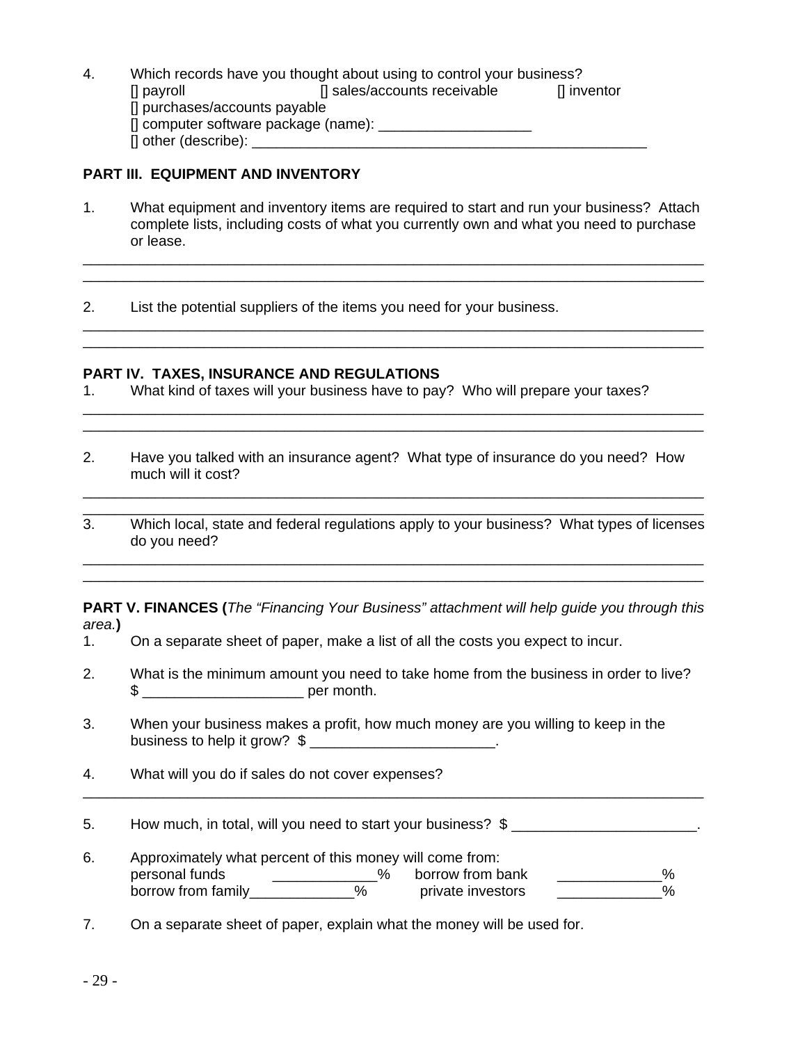4. Which records have you thought about using to control your business?
   [] payroll  [] sales/accounts receivable  [] inventor
   [] purchases/accounts payable
   [] computer software package (name): ___________________
   [] other (describe): __________________________________________________

**PART III. EQUIPMENT AND INVENTORY**

1. What equipment and inventory items are required to start and run your business? Attach complete lists, including costs of what you currently own and what you need to purchase or lease.

_______________________________________________________________________________
_______________________________________________________________________________

2. List the potential suppliers of the items you need for your business.

_______________________________________________________________________________
_______________________________________________________________________________

**PART IV. TAXES, INSURANCE AND REGULATIONS**

1. What kind of taxes will your business have to pay? Who will prepare your taxes?

_______________________________________________________________________________
_______________________________________________________________________________

2. Have you talked with an insurance agent? What type of insurance do you need? How much will it cost?

_______________________________________________________________________________
_______________________________________________________________________________

3. Which local, state and federal regulations apply to your business? What types of licenses do you need?

_______________________________________________________________________________
_______________________________________________________________________________

**PART V. FINANCES (***The "Financing Your Business" attachment will help guide you through this area.***)**

1. On a separate sheet of paper, make a list of all the costs you expect to incur.

2. What is the minimum amount you need to take home from the business in order to live? $ ____________________ per month.

3. When your business makes a profit, how much money are you willing to keep in the business to help it grow? $ _______________________.

4. What will you do if sales do not cover expenses?

_______________________________________________________________________________

5. How much, in total, will you need to start your business? $ _______________________.

6. Approximately what percent of this money will come from:
   personal funds _____________% borrow from bank _____________%
   borrow from family_____________% private investors _____________%

7. On a separate sheet of paper, explain what the money will be used for.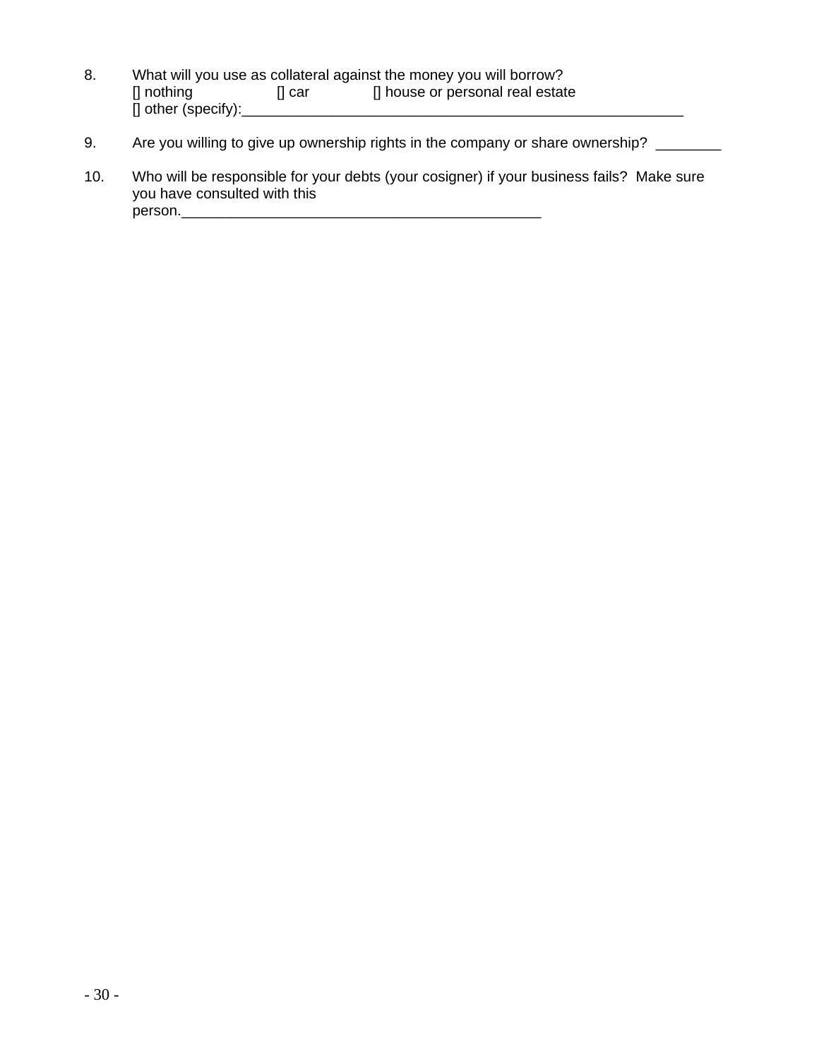8. What will you use as collateral against the money you will borrow?
   [] nothing [] car [] house or personal real estate
   [] other (specify):________________________________________________________

9. Are you willing to give up ownership rights in the company or share ownership? ________

10. Who will be responsible for your debts (your cosigner) if your business fails? Make sure you have consulted with this person.____________________________________________